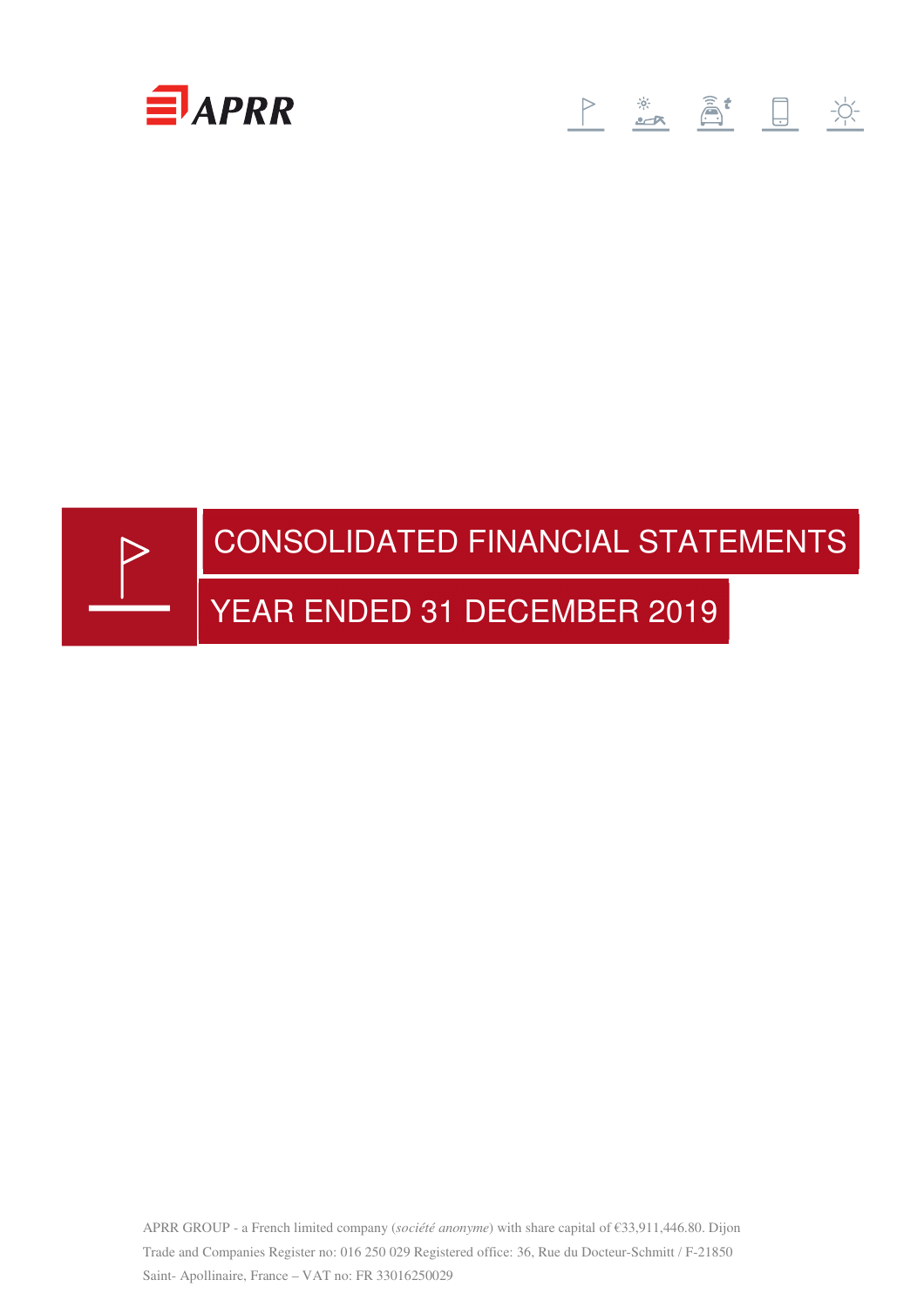APRR

# CONSOLIDATED FINANCIAL STATEMENTS

## YEAR ENDED 31 DECEMBER 2019

APRR GROUP - a French limited company (*société anonyme*) with share capital of €33,911,446.80. Dijon Trade and Companies Register no: 016 250 029 Registered office: 36, Rue du Docteur-Schmitt / F-21850 Saint- Apollinaire, France – VAT no: FR 33016250029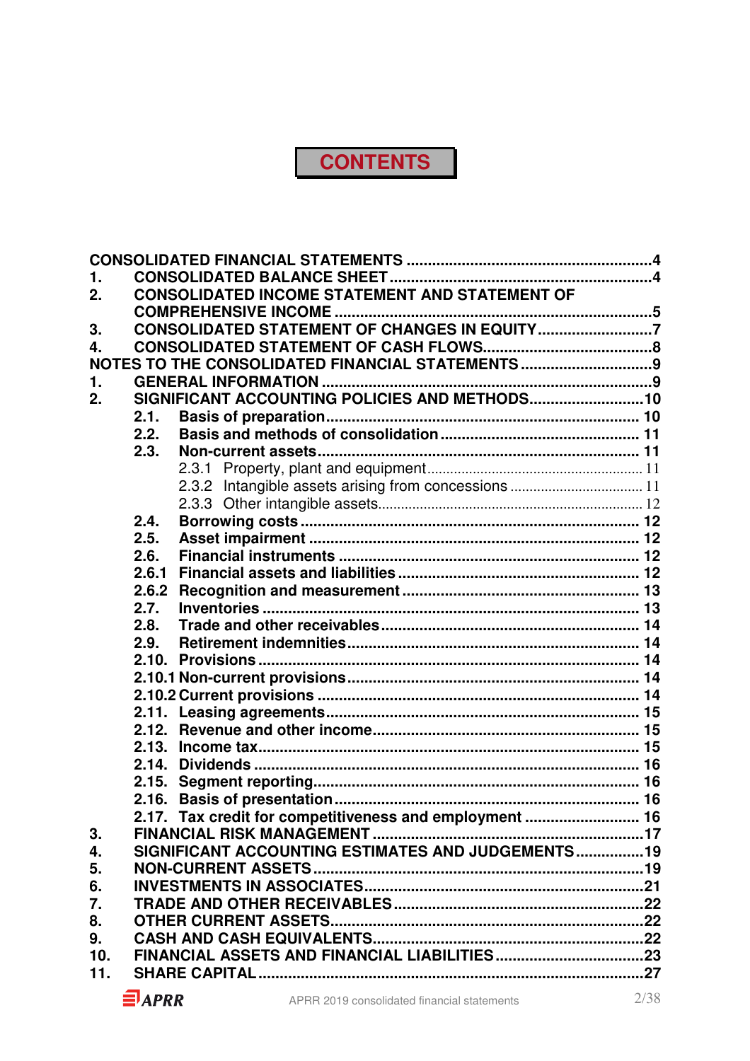# CONTENTS

CONSOLIDATED FINANCIAL STATEMENTS ..........4
1. CONSOLIDATED BALANCE SHEET ..........4
2. CONSOLIDATED INCOME STATEMENT AND STATEMENT OF COMPREHENSIVE INCOME ..........5
3. CONSOLIDATED STATEMENT OF CHANGES IN EQUITY ..........7
4. CONSOLIDATED STATEMENT OF CASH FLOWS ..........8

NOTES TO THE CONSOLIDATED FINANCIAL STATEMENTS ..........9
1. GENERAL INFORMATION ..........9
2. SIGNIFICANT ACCOUNTING POLICIES AND METHODS ..........10
   - 2.1. Basis of preparation ..........10
   - 2.2. Basis and methods of consolidation ..........11
   - 2.3. Non-current assets ..........11
     - 2.3.1 Property, plant and equipment ..........11
     - 2.3.2 Intangible assets arising from concessions ..........11
     - 2.3.3 Other intangible assets ..........12
   - 2.4. Borrowing costs ..........12
   - 2.5. Asset impairment ..........12
   - 2.6. Financial instruments ..........12
   - 2.6.1 Financial assets and liabilities ..........12
   - 2.6.2 Recognition and measurement ..........13
   - 2.7. Inventories ..........13
   - 2.8. Trade and other receivables ..........14
   - 2.9. Retirement indemnities ..........14
   - 2.10. Provisions ..........14
   - 2.10.1 Non-current provisions ..........14
   - 2.10.2 Current provisions ..........14
   - 2.11. Leasing agreements ..........15
   - 2.12. Revenue and other income ..........15
   - 2.13. Income tax ..........15
   - 2.14. Dividends ..........16
   - 2.15. Segment reporting ..........16
   - 2.16. Basis of presentation ..........16
   - 2.17. Tax credit for competitiveness and employment ..........16
3. FINANCIAL RISK MANAGEMENT ..........17
4. SIGNIFICANT ACCOUNTING ESTIMATES AND JUDGEMENTS ..........19
5. NON-CURRENT ASSETS ..........19
6. INVESTMENTS IN ASSOCIATES ..........21
7. TRADE AND OTHER RECEIVABLES ..........22
8. OTHER CURRENT ASSETS ..........22
9. CASH AND CASH EQUIVALENTS ..........22
10. FINANCIAL ASSETS AND FINANCIAL LIABILITIES ..........23
11. SHARE CAPITAL ..........27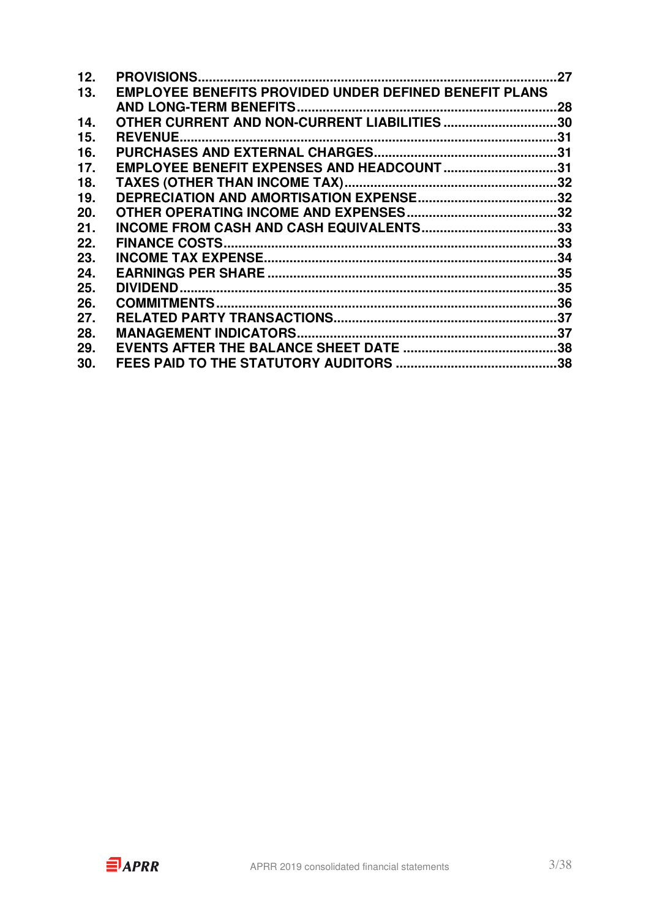| | | |
|---|---|---|
| **12.** | **PROVISIONS** | **27** |
| **13.** | **EMPLOYEE BENEFITS PROVIDED UNDER DEFINED BENEFIT PLANS AND LONG-TERM BENEFITS** | **28** |
| **14.** | **OTHER CURRENT AND NON-CURRENT LIABILITIES** | **30** |
| **15.** | **REVENUE** | **31** |
| **16.** | **PURCHASES AND EXTERNAL CHARGES** | **31** |
| **17.** | **EMPLOYEE BENEFIT EXPENSES AND HEADCOUNT** | **31** |
| **18.** | **TAXES (OTHER THAN INCOME TAX)** | **32** |
| **19.** | **DEPRECIATION AND AMORTISATION EXPENSE** | **32** |
| **20.** | **OTHER OPERATING INCOME AND EXPENSES** | **32** |
| **21.** | **INCOME FROM CASH AND CASH EQUIVALENTS** | **33** |
| **22.** | **FINANCE COSTS** | **33** |
| **23.** | **INCOME TAX EXPENSE** | **34** |
| **24.** | **EARNINGS PER SHARE** | **35** |
| **25.** | **DIVIDEND** | **35** |
| **26.** | **COMMITMENTS** | **36** |
| **27.** | **RELATED PARTY TRANSACTIONS** | **37** |
| **28.** | **MANAGEMENT INDICATORS** | **37** |
| **29.** | **EVENTS AFTER THE BALANCE SHEET DATE** | **38** |
| **30.** | **FEES PAID TO THE STATUTORY AUDITORS** | **38** |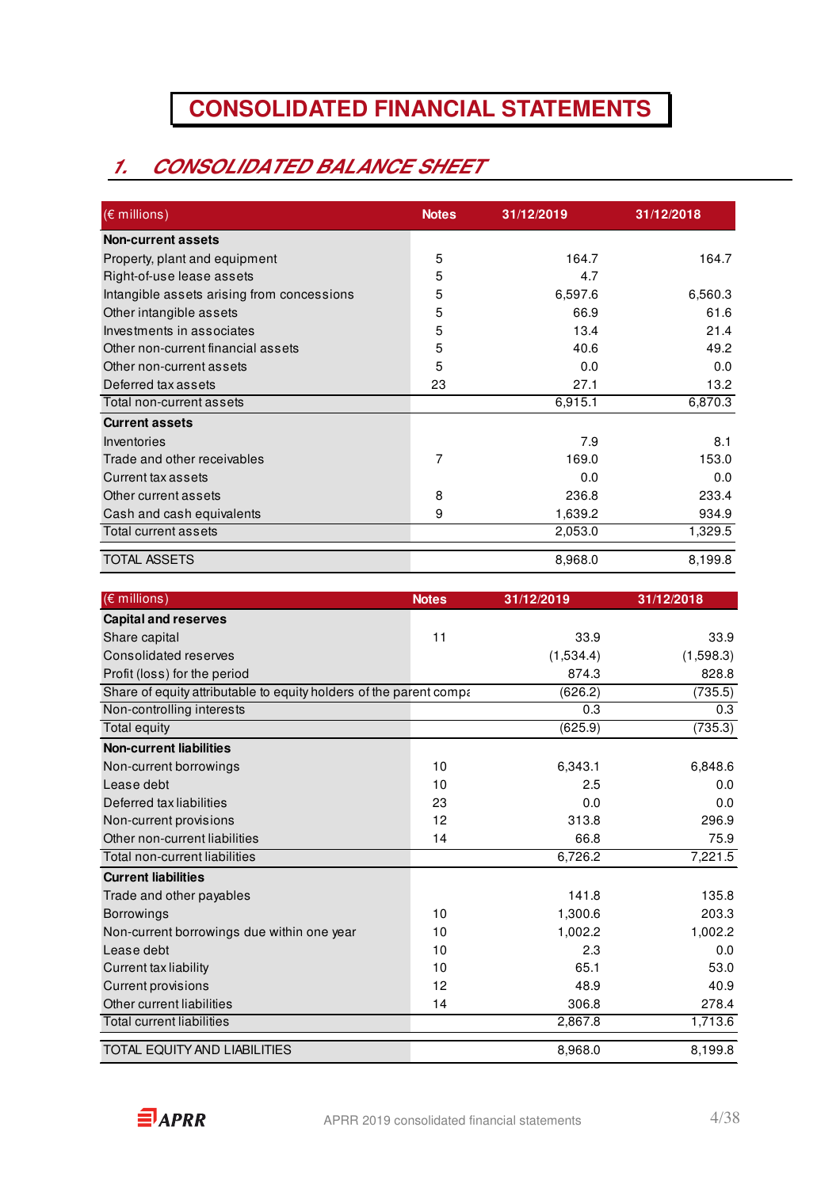# CONSOLIDATED FINANCIAL STATEMENTS

## 1. CONSOLIDATED BALANCE SHEET

| (€ millions) | Notes | 31/12/2019 | 31/12/2018 |
|---|---|---|---|
| **Non-current assets** | | | |
| Property, plant and equipment | 5 | 164.7 | 164.7 |
| Right-of-use lease assets | 5 | 4.7 | |
| Intangible assets arising from concessions | 5 | 6,597.6 | 6,560.3 |
| Other intangible assets | 5 | 66.9 | 61.6 |
| Investments in associates | 5 | 13.4 | 21.4 |
| Other non-current financial assets | 5 | 40.6 | 49.2 |
| Other non-current assets | 5 | 0.0 | 0.0 |
| Deferred tax assets | 23 | 27.1 | 13.2 |
| Total non-current assets | | 6,915.1 | 6,870.3 |
| **Current assets** | | | |
| Inventories | | 7.9 | 8.1 |
| Trade and other receivables | 7 | 169.0 | 153.0 |
| Current tax assets | | 0.0 | 0.0 |
| Other current assets | 8 | 236.8 | 233.4 |
| Cash and cash equivalents | 9 | 1,639.2 | 934.9 |
| Total current assets | | 2,053.0 | 1,329.5 |
| TOTAL ASSETS | | 8,968.0 | 8,199.8 |

| (€ millions) | Notes | 31/12/2019 | 31/12/2018 |
|---|---|---|---|
| **Capital and reserves** | | | |
| Share capital | 11 | 33.9 | 33.9 |
| Consolidated reserves | | (1,534.4) | (1,598.3) |
| Profit (loss) for the period | | 874.3 | 828.8 |
| Share of equity attributable to equity holders of the parent compa | | (626.2) | (735.5) |
| Non-controlling interests | | 0.3 | 0.3 |
| Total equity | | (625.9) | (735.3) |
| **Non-current liabilities** | | | |
| Non-current borrowings | 10 | 6,343.1 | 6,848.6 |
| Lease debt | 10 | 2.5 | 0.0 |
| Deferred tax liabilities | 23 | 0.0 | 0.0 |
| Non-current provisions | 12 | 313.8 | 296.9 |
| Other non-current liabilities | 14 | 66.8 | 75.9 |
| Total non-current liabilities | | 6,726.2 | 7,221.5 |
| **Current liabilities** | | | |
| Trade and other payables | | 141.8 | 135.8 |
| Borrowings | 10 | 1,300.6 | 203.3 |
| Non-current borrowings due within one year | 10 | 1,002.2 | 1,002.2 |
| Lease debt | 10 | 2.3 | 0.0 |
| Current tax liability | 10 | 65.1 | 53.0 |
| Current provisions | 12 | 48.9 | 40.9 |
| Other current liabilities | 14 | 306.8 | 278.4 |
| Total current liabilities | | 2,867.8 | 1,713.6 |
| TOTAL EQUITY AND LIABILITIES | | 8,968.0 | 8,199.8 |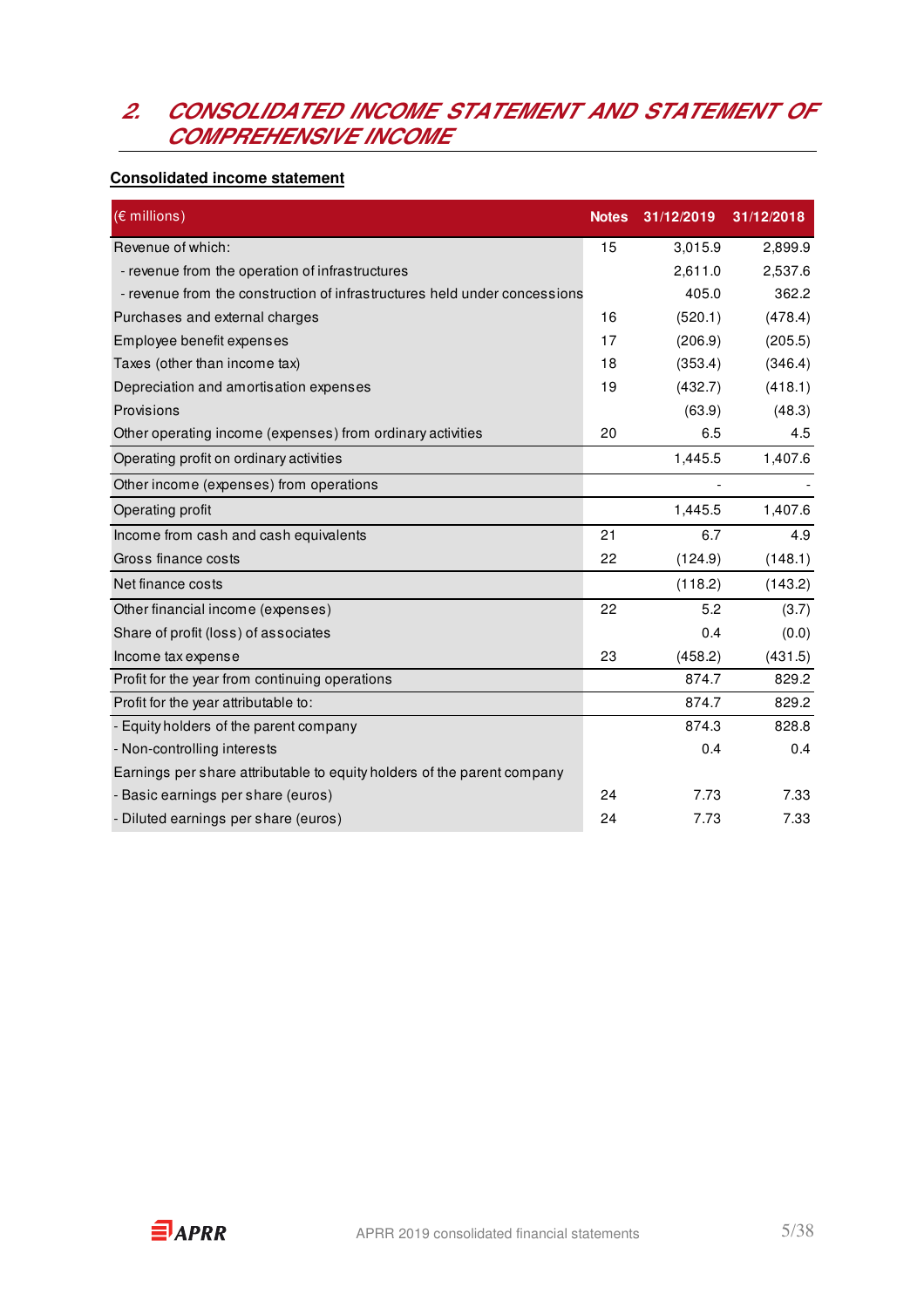## 2. CONSOLIDATED INCOME STATEMENT AND STATEMENT OF COMPREHENSIVE INCOME

**Consolidated income statement**

| (€ millions) | Notes | 31/12/2019 | 31/12/2018 |
|---|---|---|---|
| Revenue of which: | 15 | 3,015.9 | 2,899.9 |
| - revenue from the operation of infrastructures | | 2,611.0 | 2,537.6 |
| - revenue from the construction of infrastructures held under concessions | | 405.0 | 362.2 |
| Purchases and external charges | 16 | (520.1) | (478.4) |
| Employee benefit expenses | 17 | (206.9) | (205.5) |
| Taxes (other than income tax) | 18 | (353.4) | (346.4) |
| Depreciation and amortisation expenses | 19 | (432.7) | (418.1) |
| Provisions | | (63.9) | (48.3) |
| Other operating income (expenses) from ordinary activities | 20 | 6.5 | 4.5 |
| Operating profit on ordinary activities | | 1,445.5 | 1,407.6 |
| Other income (expenses) from operations | | - | - |
| Operating profit | | 1,445.5 | 1,407.6 |
| Income from cash and cash equivalents | 21 | 6.7 | 4.9 |
| Gross finance costs | 22 | (124.9) | (148.1) |
| Net finance costs | | (118.2) | (143.2) |
| Other financial income (expenses) | 22 | 5.2 | (3.7) |
| Share of profit (loss) of associates | | 0.4 | (0.0) |
| Income tax expense | 23 | (458.2) | (431.5) |
| Profit for the year from continuing operations | | 874.7 | 829.2 |
| Profit for the year attributable to: | | 874.7 | 829.2 |
| - Equity holders of the parent company | | 874.3 | 828.8 |
| - Non-controlling interests | | 0.4 | 0.4 |
| Earnings per share attributable to equity holders of the parent company | | | |
| - Basic earnings per share (euros) | 24 | 7.73 | 7.33 |
| - Diluted earnings per share (euros) | 24 | 7.73 | 7.33 |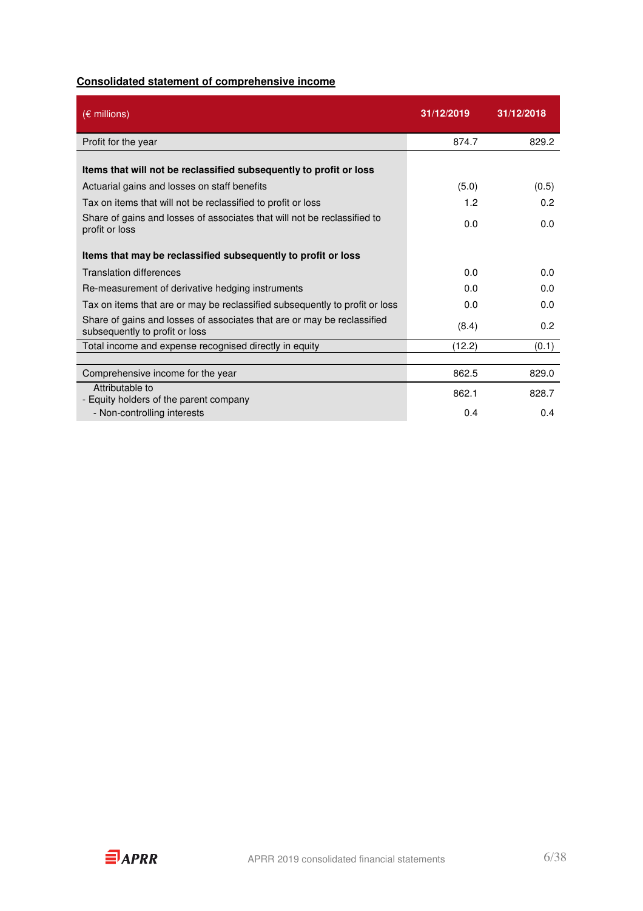## Consolidated statement of comprehensive income

| (€ millions) | 31/12/2019 | 31/12/2018 |
|---|---|---|
| Profit for the year | 874.7 | 829.2 |
| **Items that will not be reclassified subsequently to profit or loss** | | |
| Actuarial gains and losses on staff benefits | (5.0) | (0.5) |
| Tax on items that will not be reclassified to profit or loss | 1.2 | 0.2 |
| Share of gains and losses of associates that will not be reclassified to profit or loss | 0.0 | 0.0 |
| **Items that may be reclassified subsequently to profit or loss** | | |
| Translation differences | 0.0 | 0.0 |
| Re-measurement of derivative hedging instruments | 0.0 | 0.0 |
| Tax on items that are or may be reclassified subsequently to profit or loss | 0.0 | 0.0 |
| Share of gains and losses of associates that are or may be reclassified subsequently to profit or loss | (8.4) | 0.2 |
| Total income and expense recognised directly in equity | (12.2) | (0.1) |
| Comprehensive income for the year | 862.5 | 829.0 |
| Attributable to<br>- Equity holders of the parent company | 862.1 | 828.7 |
| - Non-controlling interests | 0.4 | 0.4 |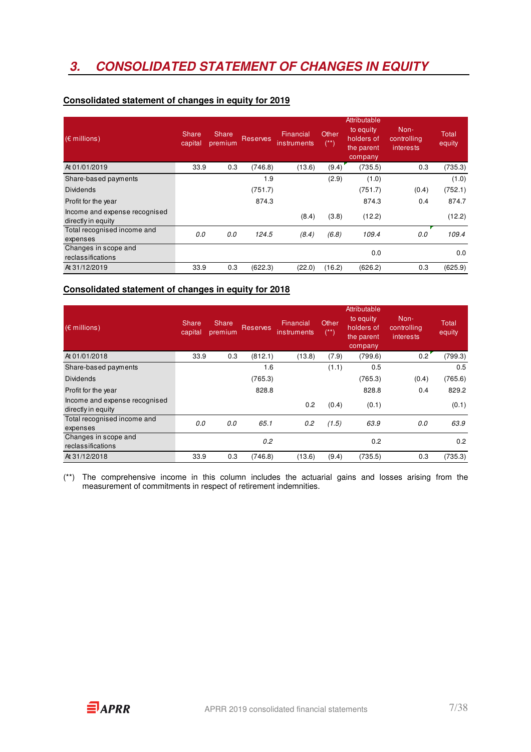# 3. CONSOLIDATED STATEMENT OF CHANGES IN EQUITY

## Consolidated statement of changes in equity for 2019

| (€ millions) | Share capital | Share premium | Reserves | Financial instruments | Other (**) | Attributable to equity holders of the parent company | Non-controlling interests | Total equity |
|---|---|---|---|---|---|---|---|---|
| At 01/01/2019 | 33.9 | 0.3 | (746.8) | (13.6) | (9.4) | (735.5) | 0.3 | (735.3) |
| Share-based payments | | | 1.9 | | (2.9) | (1.0) | | (1.0) |
| Dividends | | | (751.7) | | | (751.7) | (0.4) | (752.1) |
| Profit for the year | | | 874.3 | | | 874.3 | 0.4 | 874.7 |
| Income and expense recognised directly in equity | | | | (8.4) | (3.8) | (12.2) | | (12.2) |
| *Total recognised income and expenses* | *0.0* | *0.0* | *124.5* | *(8.4)* | *(6.8)* | *109.4* | *0.0* | *109.4* |
| Changes in scope and reclassifications | | | | | | 0.0 | | 0.0 |
| At 31/12/2019 | 33.9 | 0.3 | (622.3) | (22.0) | (16.2) | (626.2) | 0.3 | (625.9) |

## Consolidated statement of changes in equity for 2018

| (€ millions) | Share capital | Share premium | Reserves | Financial instruments | Other (**) | Attributable to equity holders of the parent company | Non-controlling interests | Total equity |
|---|---|---|---|---|---|---|---|---|
| At 01/01/2018 | 33.9 | 0.3 | (812.1) | (13.8) | (7.9) | (799.6) | 0.2 | (799.3) |
| Share-based payments | | | 1.6 | | (1.1) | 0.5 | | 0.5 |
| Dividends | | | (765.3) | | | (765.3) | (0.4) | (765.6) |
| Profit for the year | | | 828.8 | | | 828.8 | 0.4 | 829.2 |
| Income and expense recognised directly in equity | | | | 0.2 | (0.4) | (0.1) | | (0.1) |
| *Total recognised income and expenses* | *0.0* | *0.0* | *65.1* | *0.2* | *(1.5)* | *63.9* | *0.0* | *63.9* |
| Changes in scope and reclassifications | | | *0.2* | | | 0.2 | | 0.2 |
| At 31/12/2018 | 33.9 | 0.3 | (746.8) | (13.6) | (9.4) | (735.5) | 0.3 | (735.3) |

(**) The comprehensive income in this column includes the actuarial gains and losses arising from the measurement of commitments in respect of retirement indemnities.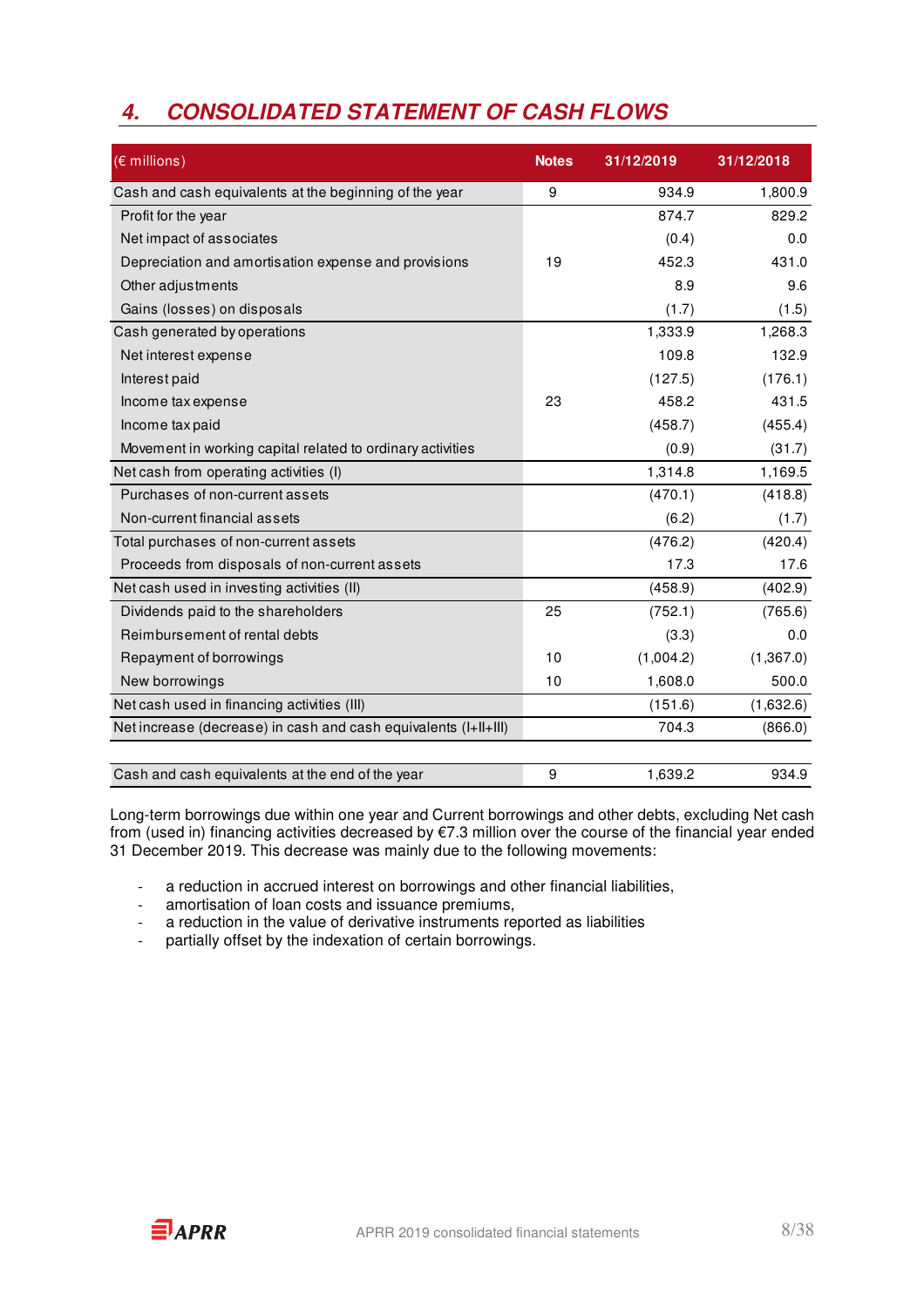## 4. CONSOLIDATED STATEMENT OF CASH FLOWS

| (€ millions) | Notes | 31/12/2019 | 31/12/2018 |
|---|---|---|---|
| Cash and cash equivalents at the beginning of the year | 9 | 934.9 | 1,800.9 |
| Profit for the year | | 874.7 | 829.2 |
| Net impact of associates | | (0.4) | 0.0 |
| Depreciation and amortisation expense and provisions | 19 | 452.3 | 431.0 |
| Other adjustments | | 8.9 | 9.6 |
| Gains (losses) on disposals | | (1.7) | (1.5) |
| Cash generated by operations | | 1,333.9 | 1,268.3 |
| Net interest expense | | 109.8 | 132.9 |
| Interest paid | | (127.5) | (176.1) |
| Income tax expense | 23 | 458.2 | 431.5 |
| Income tax paid | | (458.7) | (455.4) |
| Movement in working capital related to ordinary activities | | (0.9) | (31.7) |
| Net cash from operating activities (I) | | 1,314.8 | 1,169.5 |
| Purchases of non-current assets | | (470.1) | (418.8) |
| Non-current financial assets | | (6.2) | (1.7) |
| Total purchases of non-current assets | | (476.2) | (420.4) |
| Proceeds from disposals of non-current assets | | 17.3 | 17.6 |
| Net cash used in investing activities (II) | | (458.9) | (402.9) |
| Dividends paid to the shareholders | 25 | (752.1) | (765.6) |
| Reimbursement of rental debts | | (3.3) | 0.0 |
| Repayment of borrowings | 10 | (1,004.2) | (1,367.0) |
| New borrowings | 10 | 1,608.0 | 500.0 |
| Net cash used in financing activities (III) | | (151.6) | (1,632.6) |
| Net increase (decrease) in cash and cash equivalents (I+II+III) | | 704.3 | (866.0) |
| | | | |
| Cash and cash equivalents at the end of the year | 9 | 1,639.2 | 934.9 |

Long-term borrowings due within one year and Current borrowings and other debts, excluding Net cash from (used in) financing activities decreased by €7.3 million over the course of the financial year ended 31 December 2019. This decrease was mainly due to the following movements:

- a reduction in accrued interest on borrowings and other financial liabilities,
- amortisation of loan costs and issuance premiums,
- a reduction in the value of derivative instruments reported as liabilities
- partially offset by the indexation of certain borrowings.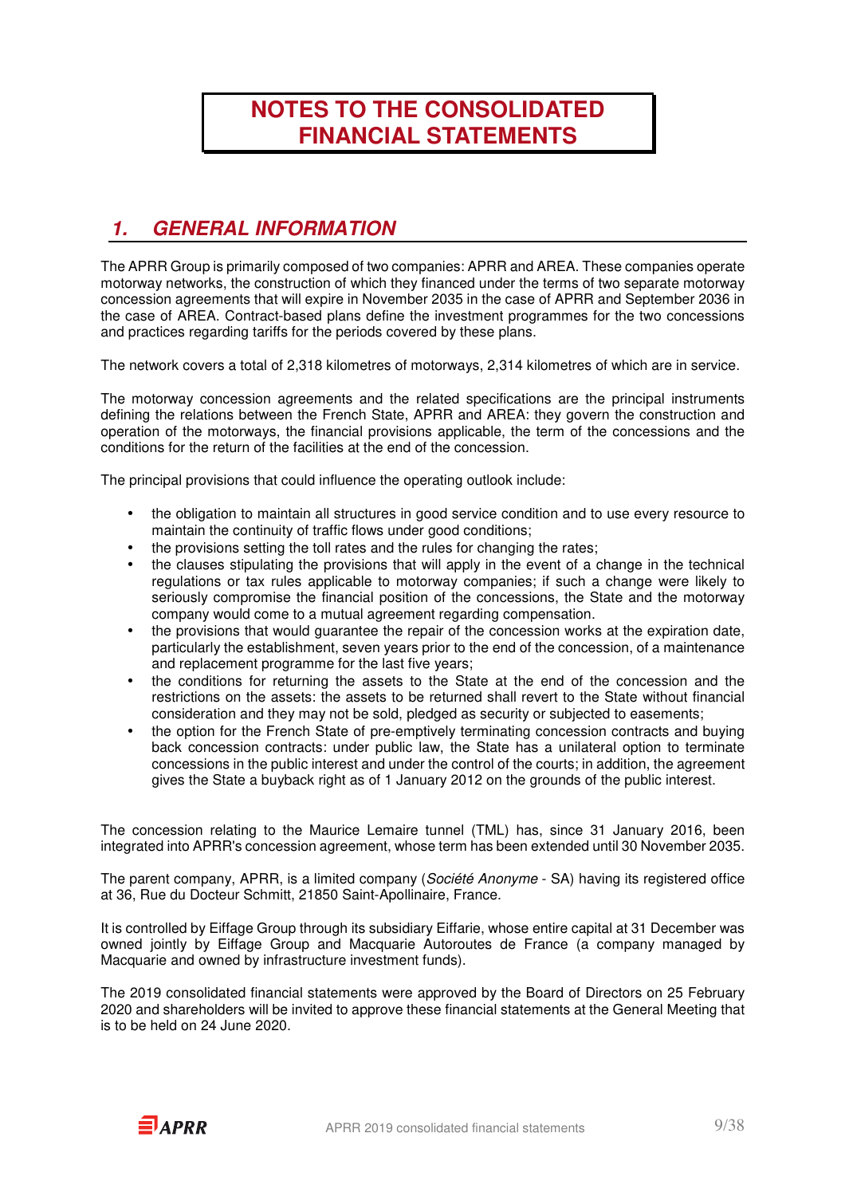# NOTES TO THE CONSOLIDATED FINANCIAL STATEMENTS

## *1. GENERAL INFORMATION*

The APRR Group is primarily composed of two companies: APRR and AREA. These companies operate motorway networks, the construction of which they financed under the terms of two separate motorway concession agreements that will expire in November 2035 in the case of APRR and September 2036 in the case of AREA. Contract-based plans define the investment programmes for the two concessions and practices regarding tariffs for the periods covered by these plans.

The network covers a total of 2,318 kilometres of motorways, 2,314 kilometres of which are in service.

The motorway concession agreements and the related specifications are the principal instruments defining the relations between the French State, APRR and AREA: they govern the construction and operation of the motorways, the financial provisions applicable, the term of the concessions and the conditions for the return of the facilities at the end of the concession.

The principal provisions that could influence the operating outlook include:

- the obligation to maintain all structures in good service condition and to use every resource to maintain the continuity of traffic flows under good conditions;
- the provisions setting the toll rates and the rules for changing the rates;
- the clauses stipulating the provisions that will apply in the event of a change in the technical regulations or tax rules applicable to motorway companies; if such a change were likely to seriously compromise the financial position of the concessions, the State and the motorway company would come to a mutual agreement regarding compensation.
- the provisions that would guarantee the repair of the concession works at the expiration date, particularly the establishment, seven years prior to the end of the concession, of a maintenance and replacement programme for the last five years;
- the conditions for returning the assets to the State at the end of the concession and the restrictions on the assets: the assets to be returned shall revert to the State without financial consideration and they may not be sold, pledged as security or subjected to easements;
- the option for the French State of pre-emptively terminating concession contracts and buying back concession contracts: under public law, the State has a unilateral option to terminate concessions in the public interest and under the control of the courts; in addition, the agreement gives the State a buyback right as of 1 January 2012 on the grounds of the public interest.

The concession relating to the Maurice Lemaire tunnel (TML) has, since 31 January 2016, been integrated into APRR's concession agreement, whose term has been extended until 30 November 2035.

The parent company, APRR, is a limited company (*Société Anonyme* - SA) having its registered office at 36, Rue du Docteur Schmitt, 21850 Saint-Apollinaire, France.

It is controlled by Eiffage Group through its subsidiary Eiffarie, whose entire capital at 31 December was owned jointly by Eiffage Group and Macquarie Autoroutes de France (a company managed by Macquarie and owned by infrastructure investment funds).

The 2019 consolidated financial statements were approved by the Board of Directors on 25 February 2020 and shareholders will be invited to approve these financial statements at the General Meeting that is to be held on 24 June 2020.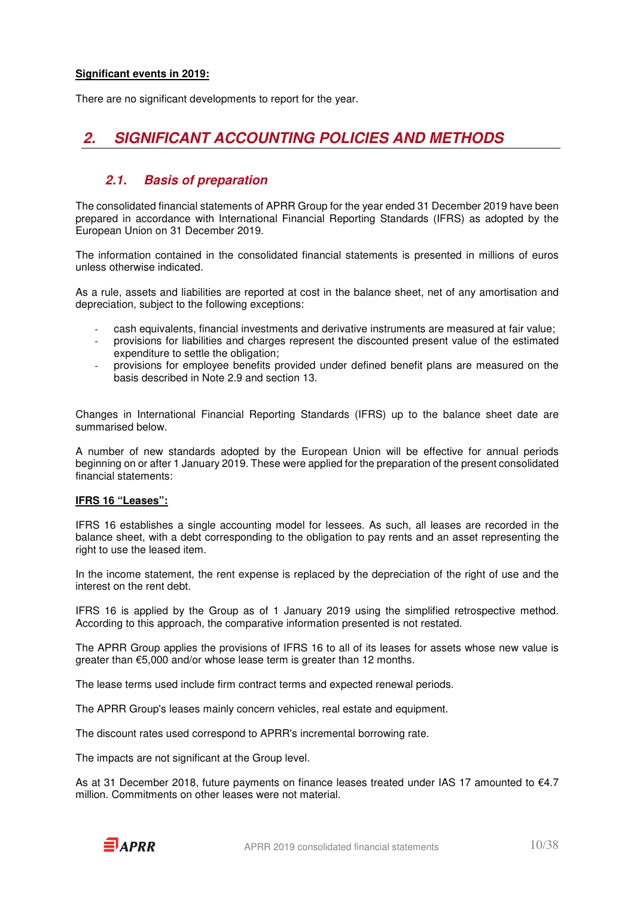**Significant events in 2019:**

There are no significant developments to report for the year.

# 2. SIGNIFICANT ACCOUNTING POLICIES AND METHODS

## 2.1. Basis of preparation

The consolidated financial statements of APRR Group for the year ended 31 December 2019 have been prepared in accordance with International Financial Reporting Standards (IFRS) as adopted by the European Union on 31 December 2019.

The information contained in the consolidated financial statements is presented in millions of euros unless otherwise indicated.

As a rule, assets and liabilities are reported at cost in the balance sheet, net of any amortisation and depreciation, subject to the following exceptions:

- cash equivalents, financial investments and derivative instruments are measured at fair value;
- provisions for liabilities and charges represent the discounted present value of the estimated expenditure to settle the obligation;
- provisions for employee benefits provided under defined benefit plans are measured on the basis described in Note 2.9 and section 13.

Changes in International Financial Reporting Standards (IFRS) up to the balance sheet date are summarised below.

A number of new standards adopted by the European Union will be effective for annual periods beginning on or after 1 January 2019. These were applied for the preparation of the present consolidated financial statements:

**IFRS 16 "Leases":**

IFRS 16 establishes a single accounting model for lessees. As such, all leases are recorded in the balance sheet, with a debt corresponding to the obligation to pay rents and an asset representing the right to use the leased item.

In the income statement, the rent expense is replaced by the depreciation of the right of use and the interest on the rent debt.

IFRS 16 is applied by the Group as of 1 January 2019 using the simplified retrospective method. According to this approach, the comparative information presented is not restated.

The APRR Group applies the provisions of IFRS 16 to all of its leases for assets whose new value is greater than €5,000 and/or whose lease term is greater than 12 months.

The lease terms used include firm contract terms and expected renewal periods.

The APRR Group's leases mainly concern vehicles, real estate and equipment.

The discount rates used correspond to APRR's incremental borrowing rate.

The impacts are not significant at the Group level.

As at 31 December 2018, future payments on finance leases treated under IAS 17 amounted to €4.7 million. Commitments on other leases were not material.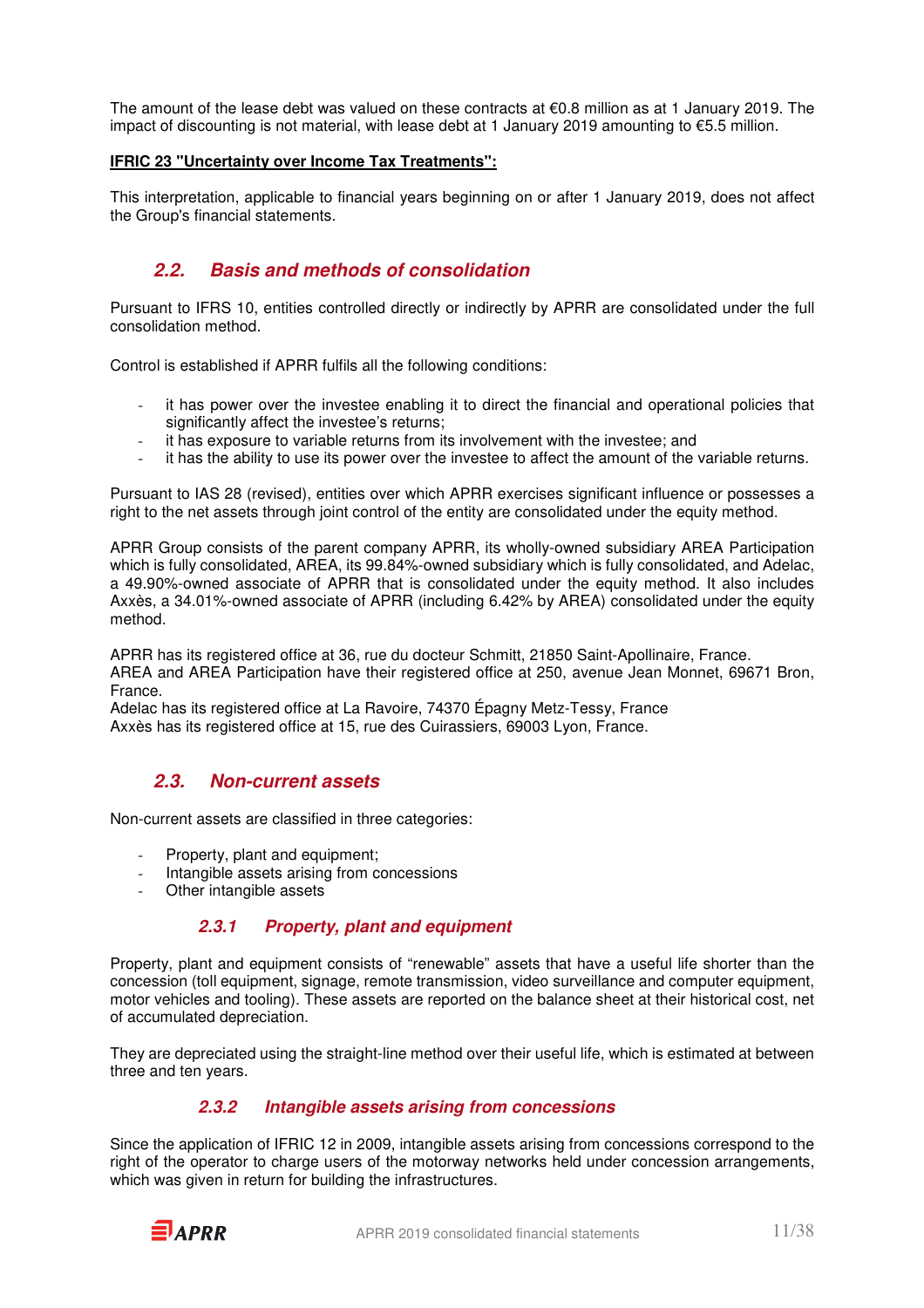The amount of the lease debt was valued on these contracts at €0.8 million as at 1 January 2019. The impact of discounting is not material, with lease debt at 1 January 2019 amounting to €5.5 million.

**IFRIC 23 "Uncertainty over Income Tax Treatments":**

This interpretation, applicable to financial years beginning on or after 1 January 2019, does not affect the Group's financial statements.

## 2.2. Basis and methods of consolidation

Pursuant to IFRS 10, entities controlled directly or indirectly by APRR are consolidated under the full consolidation method.

Control is established if APRR fulfils all the following conditions:

- it has power over the investee enabling it to direct the financial and operational policies that significantly affect the investee's returns;
- it has exposure to variable returns from its involvement with the investee; and
- it has the ability to use its power over the investee to affect the amount of the variable returns.

Pursuant to IAS 28 (revised), entities over which APRR exercises significant influence or possesses a right to the net assets through joint control of the entity are consolidated under the equity method.

APRR Group consists of the parent company APRR, its wholly-owned subsidiary AREA Participation which is fully consolidated, AREA, its 99.84%-owned subsidiary which is fully consolidated, and Adelac, a 49.90%-owned associate of APRR that is consolidated under the equity method. It also includes Axxès, a 34.01%-owned associate of APRR (including 6.42% by AREA) consolidated under the equity method.

APRR has its registered office at 36, rue du docteur Schmitt, 21850 Saint-Apollinaire, France.
AREA and AREA Participation have their registered office at 250, avenue Jean Monnet, 69671 Bron, France.
Adelac has its registered office at La Ravoire, 74370 Épagny Metz-Tessy, France
Axxès has its registered office at 15, rue des Cuirassiers, 69003 Lyon, France.

## 2.3. Non-current assets

Non-current assets are classified in three categories:

- Property, plant and equipment;
- Intangible assets arising from concessions
- Other intangible assets

### 2.3.1 Property, plant and equipment

Property, plant and equipment consists of "renewable" assets that have a useful life shorter than the concession (toll equipment, signage, remote transmission, video surveillance and computer equipment, motor vehicles and tooling). These assets are reported on the balance sheet at their historical cost, net of accumulated depreciation.

They are depreciated using the straight-line method over their useful life, which is estimated at between three and ten years.

### 2.3.2 Intangible assets arising from concessions

Since the application of IFRIC 12 in 2009, intangible assets arising from concessions correspond to the right of the operator to charge users of the motorway networks held under concession arrangements, which was given in return for building the infrastructures.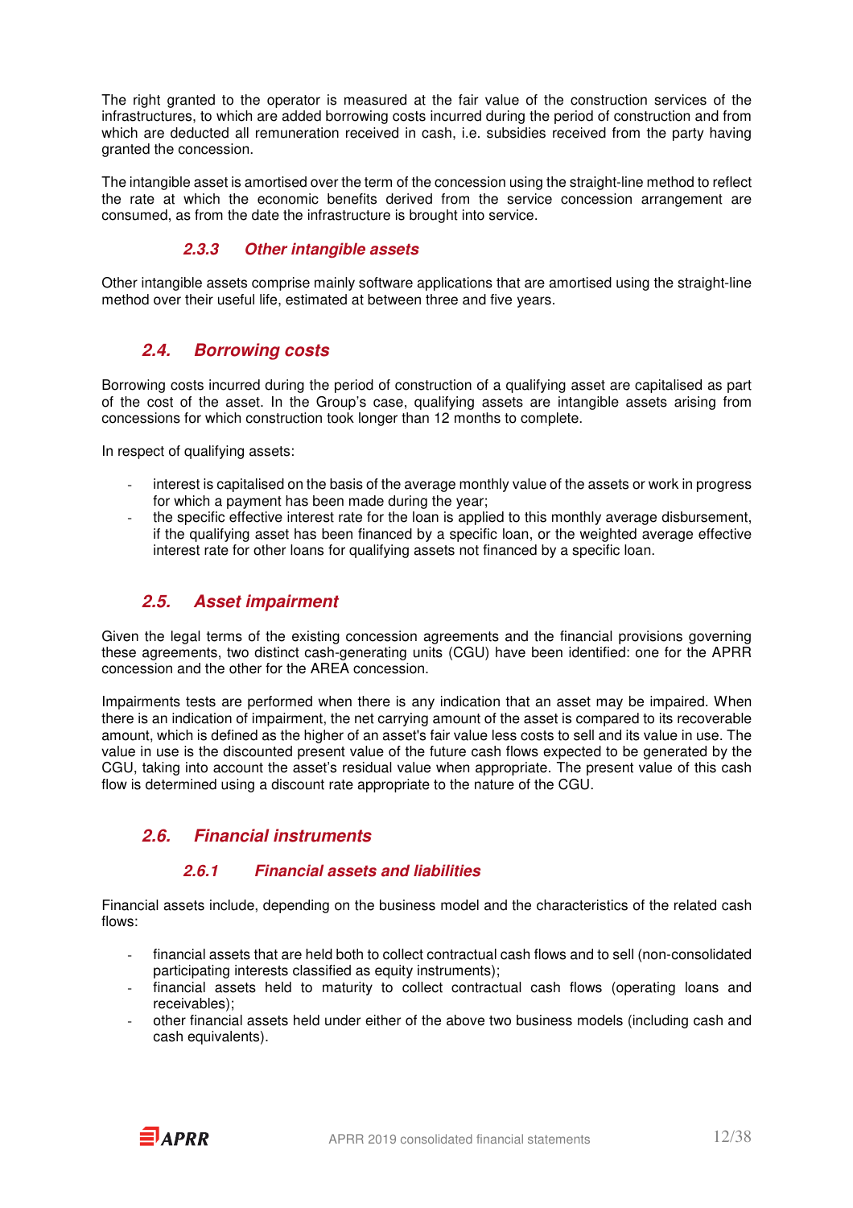The right granted to the operator is measured at the fair value of the construction services of the infrastructures, to which are added borrowing costs incurred during the period of construction and from which are deducted all remuneration received in cash, i.e. subsidies received from the party having granted the concession.

The intangible asset is amortised over the term of the concession using the straight-line method to reflect the rate at which the economic benefits derived from the service concession arrangement are consumed, as from the date the infrastructure is brought into service.

#### 2.3.3 Other intangible assets

Other intangible assets comprise mainly software applications that are amortised using the straight-line method over their useful life, estimated at between three and five years.

### 2.4. Borrowing costs

Borrowing costs incurred during the period of construction of a qualifying asset are capitalised as part of the cost of the asset. In the Group's case, qualifying assets are intangible assets arising from concessions for which construction took longer than 12 months to complete.

In respect of qualifying assets:

- interest is capitalised on the basis of the average monthly value of the assets or work in progress for which a payment has been made during the year;
- the specific effective interest rate for the loan is applied to this monthly average disbursement, if the qualifying asset has been financed by a specific loan, or the weighted average effective interest rate for other loans for qualifying assets not financed by a specific loan.

### 2.5. Asset impairment

Given the legal terms of the existing concession agreements and the financial provisions governing these agreements, two distinct cash-generating units (CGU) have been identified: one for the APRR concession and the other for the AREA concession.

Impairments tests are performed when there is any indication that an asset may be impaired. When there is an indication of impairment, the net carrying amount of the asset is compared to its recoverable amount, which is defined as the higher of an asset's fair value less costs to sell and its value in use. The value in use is the discounted present value of the future cash flows expected to be generated by the CGU, taking into account the asset's residual value when appropriate. The present value of this cash flow is determined using a discount rate appropriate to the nature of the CGU.

### 2.6. Financial instruments

#### 2.6.1 Financial assets and liabilities

Financial assets include, depending on the business model and the characteristics of the related cash flows:

- financial assets that are held both to collect contractual cash flows and to sell (non-consolidated participating interests classified as equity instruments);
- financial assets held to maturity to collect contractual cash flows (operating loans and receivables);
- other financial assets held under either of the above two business models (including cash and cash equivalents).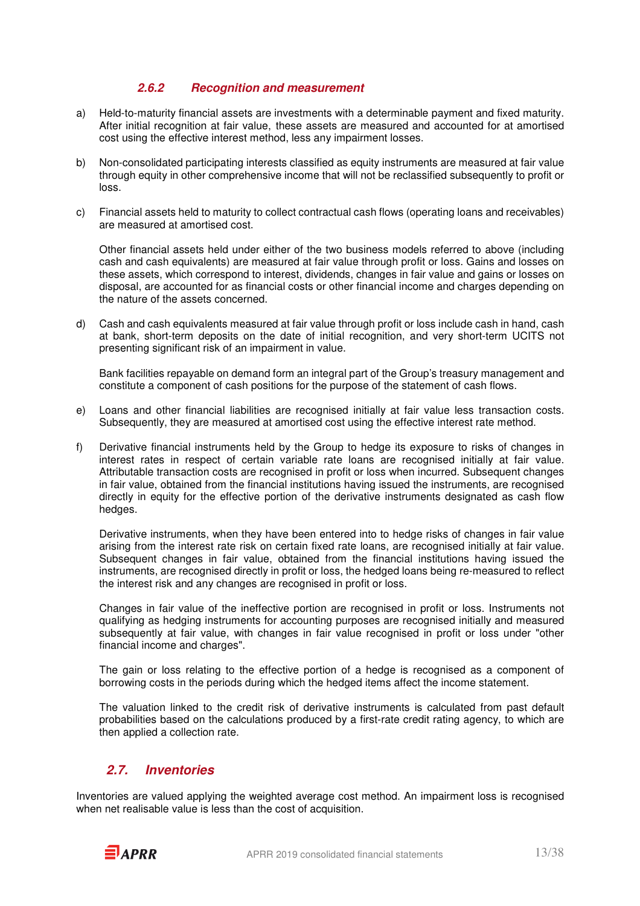#### *2.6.2 Recognition and measurement*

a) Held-to-maturity financial assets are investments with a determinable payment and fixed maturity. After initial recognition at fair value, these assets are measured and accounted for at amortised cost using the effective interest method, less any impairment losses.

b) Non-consolidated participating interests classified as equity instruments are measured at fair value through equity in other comprehensive income that will not be reclassified subsequently to profit or loss.

c) Financial assets held to maturity to collect contractual cash flows (operating loans and receivables) are measured at amortised cost.

   Other financial assets held under either of the two business models referred to above (including cash and cash equivalents) are measured at fair value through profit or loss. Gains and losses on these assets, which correspond to interest, dividends, changes in fair value and gains or losses on disposal, are accounted for as financial costs or other financial income and charges depending on the nature of the assets concerned.

d) Cash and cash equivalents measured at fair value through profit or loss include cash in hand, cash at bank, short-term deposits on the date of initial recognition, and very short-term UCITS not presenting significant risk of an impairment in value.

   Bank facilities repayable on demand form an integral part of the Group's treasury management and constitute a component of cash positions for the purpose of the statement of cash flows.

e) Loans and other financial liabilities are recognised initially at fair value less transaction costs. Subsequently, they are measured at amortised cost using the effective interest rate method.

f) Derivative financial instruments held by the Group to hedge its exposure to risks of changes in interest rates in respect of certain variable rate loans are recognised initially at fair value. Attributable transaction costs are recognised in profit or loss when incurred. Subsequent changes in fair value, obtained from the financial institutions having issued the instruments, are recognised directly in equity for the effective portion of the derivative instruments designated as cash flow hedges.

   Derivative instruments, when they have been entered into to hedge risks of changes in fair value arising from the interest rate risk on certain fixed rate loans, are recognised initially at fair value. Subsequent changes in fair value, obtained from the financial institutions having issued the instruments, are recognised directly in profit or loss, the hedged loans being re-measured to reflect the interest risk and any changes are recognised in profit or loss.

   Changes in fair value of the ineffective portion are recognised in profit or loss. Instruments not qualifying as hedging instruments for accounting purposes are recognised initially and measured subsequently at fair value, with changes in fair value recognised in profit or loss under "other financial income and charges".

   The gain or loss relating to the effective portion of a hedge is recognised as a component of borrowing costs in the periods during which the hedged items affect the income statement.

   The valuation linked to the credit risk of derivative instruments is calculated from past default probabilities based on the calculations produced by a first-rate credit rating agency, to which are then applied a collection rate.

### *2.7. Inventories*

Inventories are valued applying the weighted average cost method. An impairment loss is recognised when net realisable value is less than the cost of acquisition.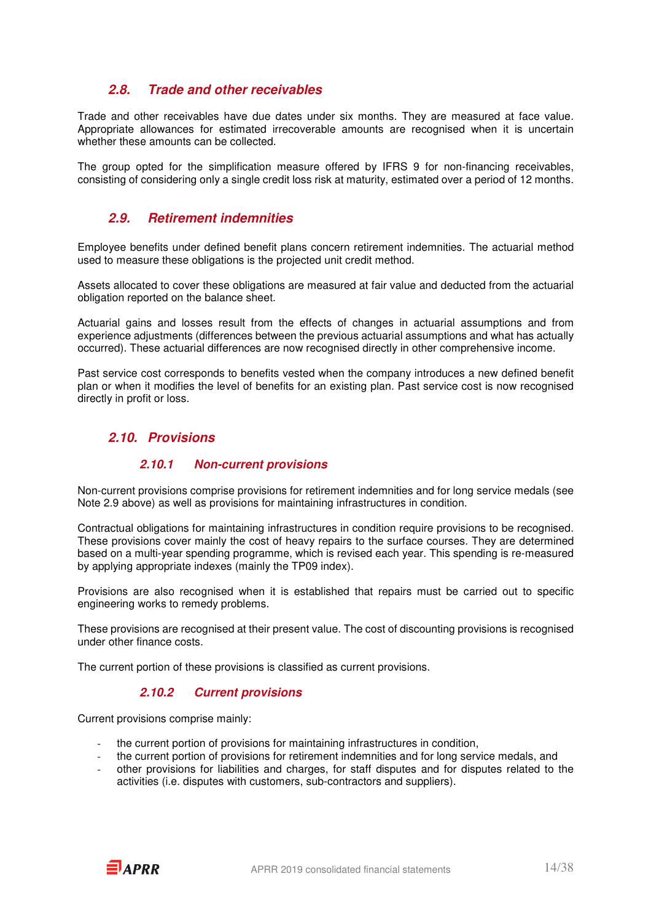## 2.8. Trade and other receivables

Trade and other receivables have due dates under six months. They are measured at face value. Appropriate allowances for estimated irrecoverable amounts are recognised when it is uncertain whether these amounts can be collected.

The group opted for the simplification measure offered by IFRS 9 for non-financing receivables, consisting of considering only a single credit loss risk at maturity, estimated over a period of 12 months.

## 2.9. Retirement indemnities

Employee benefits under defined benefit plans concern retirement indemnities. The actuarial method used to measure these obligations is the projected unit credit method.

Assets allocated to cover these obligations are measured at fair value and deducted from the actuarial obligation reported on the balance sheet.

Actuarial gains and losses result from the effects of changes in actuarial assumptions and from experience adjustments (differences between the previous actuarial assumptions and what has actually occurred). These actuarial differences are now recognised directly in other comprehensive income.

Past service cost corresponds to benefits vested when the company introduces a new defined benefit plan or when it modifies the level of benefits for an existing plan. Past service cost is now recognised directly in profit or loss.

## 2.10. Provisions

### 2.10.1 Non-current provisions

Non-current provisions comprise provisions for retirement indemnities and for long service medals (see Note 2.9 above) as well as provisions for maintaining infrastructures in condition.

Contractual obligations for maintaining infrastructures in condition require provisions to be recognised. These provisions cover mainly the cost of heavy repairs to the surface courses. They are determined based on a multi-year spending programme, which is revised each year. This spending is re-measured by applying appropriate indexes (mainly the TP09 index).

Provisions are also recognised when it is established that repairs must be carried out to specific engineering works to remedy problems.

These provisions are recognised at their present value. The cost of discounting provisions is recognised under other finance costs.

The current portion of these provisions is classified as current provisions.

### 2.10.2 Current provisions

Current provisions comprise mainly:

- the current portion of provisions for maintaining infrastructures in condition,
- the current portion of provisions for retirement indemnities and for long service medals, and
- other provisions for liabilities and charges, for staff disputes and for disputes related to the activities (i.e. disputes with customers, sub-contractors and suppliers).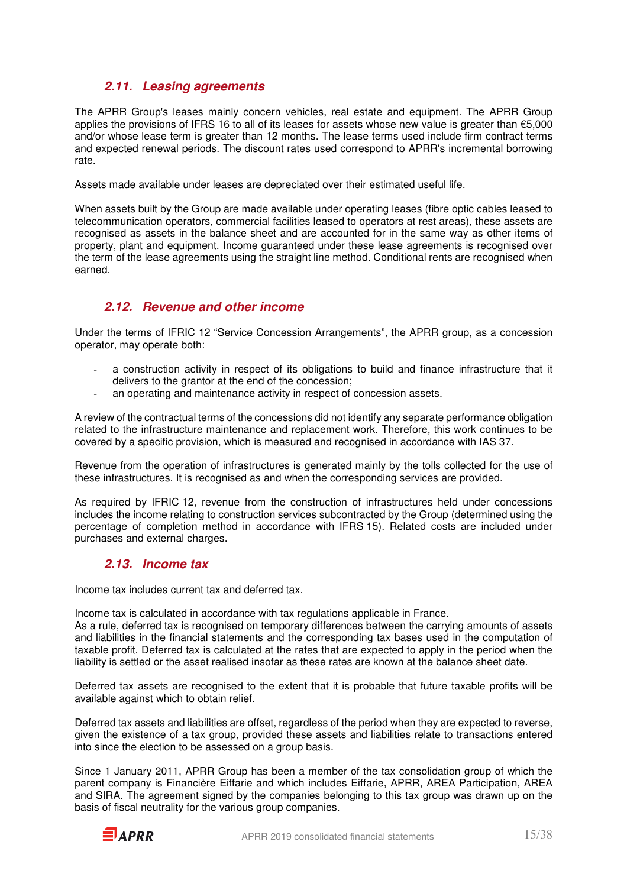### *2.11. Leasing agreements*

The APRR Group's leases mainly concern vehicles, real estate and equipment. The APRR Group applies the provisions of IFRS 16 to all of its leases for assets whose new value is greater than €5,000 and/or whose lease term is greater than 12 months. The lease terms used include firm contract terms and expected renewal periods. The discount rates used correspond to APRR's incremental borrowing rate.

Assets made available under leases are depreciated over their estimated useful life.

When assets built by the Group are made available under operating leases (fibre optic cables leased to telecommunication operators, commercial facilities leased to operators at rest areas), these assets are recognised as assets in the balance sheet and are accounted for in the same way as other items of property, plant and equipment. Income guaranteed under these lease agreements is recognised over the term of the lease agreements using the straight line method. Conditional rents are recognised when earned.

### *2.12. Revenue and other income*

Under the terms of IFRIC 12 "Service Concession Arrangements", the APRR group, as a concession operator, may operate both:

- a construction activity in respect of its obligations to build and finance infrastructure that it delivers to the grantor at the end of the concession;
- an operating and maintenance activity in respect of concession assets.

A review of the contractual terms of the concessions did not identify any separate performance obligation related to the infrastructure maintenance and replacement work. Therefore, this work continues to be covered by a specific provision, which is measured and recognised in accordance with IAS 37.

Revenue from the operation of infrastructures is generated mainly by the tolls collected for the use of these infrastructures. It is recognised as and when the corresponding services are provided.

As required by IFRIC 12, revenue from the construction of infrastructures held under concessions includes the income relating to construction services subcontracted by the Group (determined using the percentage of completion method in accordance with IFRS 15). Related costs are included under purchases and external charges.

### *2.13. Income tax*

Income tax includes current tax and deferred tax.

Income tax is calculated in accordance with tax regulations applicable in France.
As a rule, deferred tax is recognised on temporary differences between the carrying amounts of assets and liabilities in the financial statements and the corresponding tax bases used in the computation of taxable profit. Deferred tax is calculated at the rates that are expected to apply in the period when the liability is settled or the asset realised insofar as these rates are known at the balance sheet date.

Deferred tax assets are recognised to the extent that it is probable that future taxable profits will be available against which to obtain relief.

Deferred tax assets and liabilities are offset, regardless of the period when they are expected to reverse, given the existence of a tax group, provided these assets and liabilities relate to transactions entered into since the election to be assessed on a group basis.

Since 1 January 2011, APRR Group has been a member of the tax consolidation group of which the parent company is Financière Eiffarie and which includes Eiffarie, APRR, AREA Participation, AREA and SIRA. The agreement signed by the companies belonging to this tax group was drawn up on the basis of fiscal neutrality for the various group companies.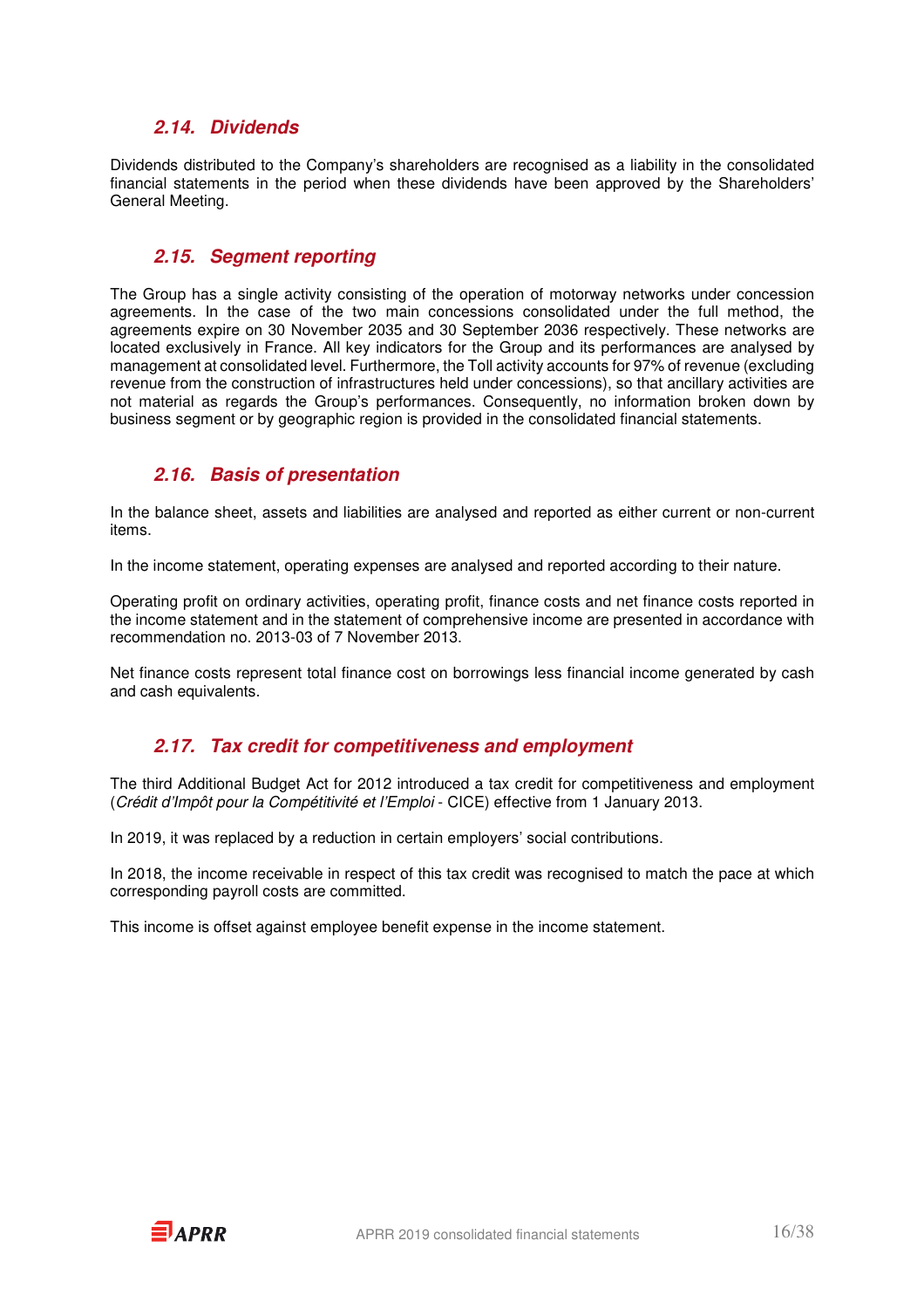### 2.14. *Dividends*

Dividends distributed to the Company's shareholders are recognised as a liability in the consolidated financial statements in the period when these dividends have been approved by the Shareholders' General Meeting.

### 2.15. *Segment reporting*

The Group has a single activity consisting of the operation of motorway networks under concession agreements. In the case of the two main concessions consolidated under the full method, the agreements expire on 30 November 2035 and 30 September 2036 respectively. These networks are located exclusively in France. All key indicators for the Group and its performances are analysed by management at consolidated level. Furthermore, the Toll activity accounts for 97% of revenue (excluding revenue from the construction of infrastructures held under concessions), so that ancillary activities are not material as regards the Group's performances. Consequently, no information broken down by business segment or by geographic region is provided in the consolidated financial statements.

### 2.16. *Basis of presentation*

In the balance sheet, assets and liabilities are analysed and reported as either current or non-current items.

In the income statement, operating expenses are analysed and reported according to their nature.

Operating profit on ordinary activities, operating profit, finance costs and net finance costs reported in the income statement and in the statement of comprehensive income are presented in accordance with recommendation no. 2013-03 of 7 November 2013.

Net finance costs represent total finance cost on borrowings less financial income generated by cash and cash equivalents.

### 2.17. *Tax credit for competitiveness and employment*

The third Additional Budget Act for 2012 introduced a tax credit for competitiveness and employment (*Crédit d'Impôt pour la Compétitivité et l'Emploi* - CICE) effective from 1 January 2013.

In 2019, it was replaced by a reduction in certain employers' social contributions.

In 2018, the income receivable in respect of this tax credit was recognised to match the pace at which corresponding payroll costs are committed.

This income is offset against employee benefit expense in the income statement.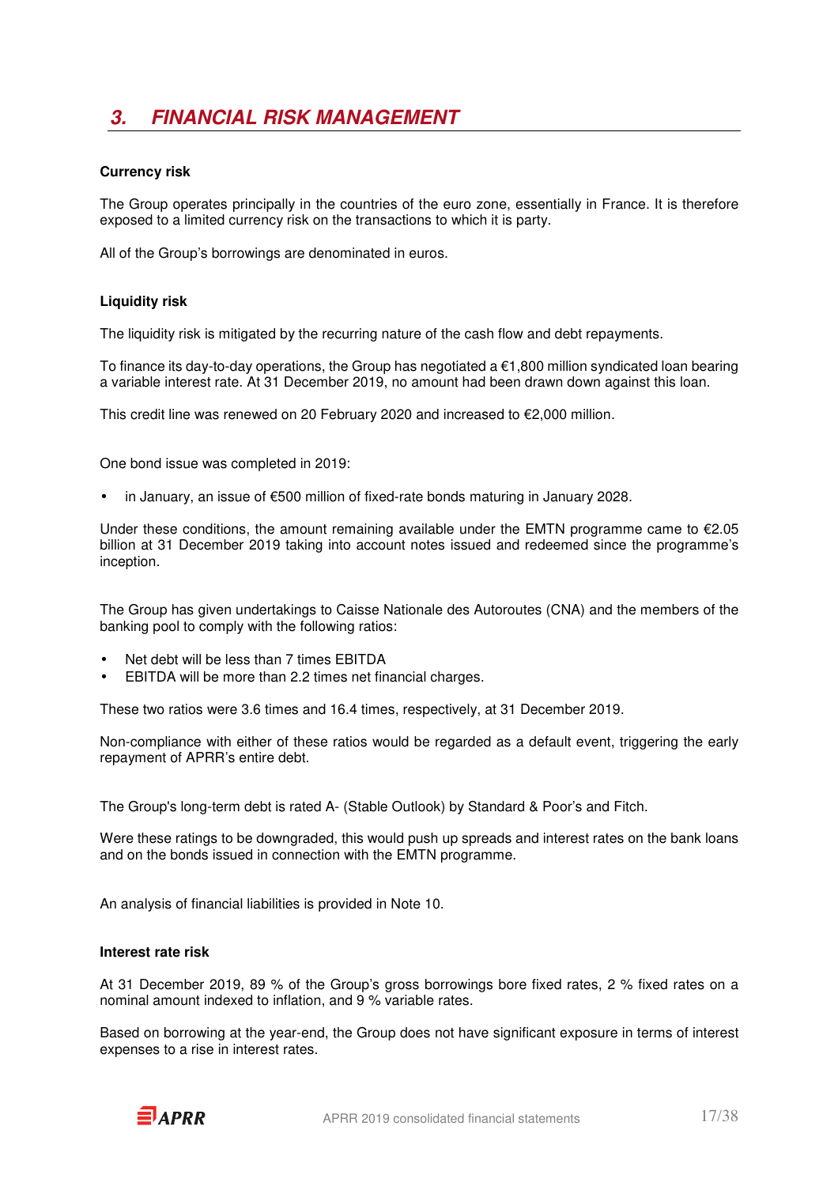## 3. FINANCIAL RISK MANAGEMENT

**Currency risk**

The Group operates principally in the countries of the euro zone, essentially in France. It is therefore exposed to a limited currency risk on the transactions to which it is party.

All of the Group's borrowings are denominated in euros.

**Liquidity risk**

The liquidity risk is mitigated by the recurring nature of the cash flow and debt repayments.

To finance its day-to-day operations, the Group has negotiated a €1,800 million syndicated loan bearing a variable interest rate. At 31 December 2019, no amount had been drawn down against this loan.

This credit line was renewed on 20 February 2020 and increased to €2,000 million.

One bond issue was completed in 2019:

- in January, an issue of €500 million of fixed-rate bonds maturing in January 2028.

Under these conditions, the amount remaining available under the EMTN programme came to €2.05 billion at 31 December 2019 taking into account notes issued and redeemed since the programme's inception.

The Group has given undertakings to Caisse Nationale des Autoroutes (CNA) and the members of the banking pool to comply with the following ratios:

- Net debt will be less than 7 times EBITDA
- EBITDA will be more than 2.2 times net financial charges.

These two ratios were 3.6 times and 16.4 times, respectively, at 31 December 2019.

Non-compliance with either of these ratios would be regarded as a default event, triggering the early repayment of APRR's entire debt.

The Group's long-term debt is rated A- (Stable Outlook) by Standard & Poor's and Fitch.

Were these ratings to be downgraded, this would push up spreads and interest rates on the bank loans and on the bonds issued in connection with the EMTN programme.

An analysis of financial liabilities is provided in Note 10.

**Interest rate risk**

At 31 December 2019, 89 % of the Group's gross borrowings bore fixed rates, 2 % fixed rates on a nominal amount indexed to inflation, and 9 % variable rates.

Based on borrowing at the year-end, the Group does not have significant exposure in terms of interest expenses to a rise in interest rates.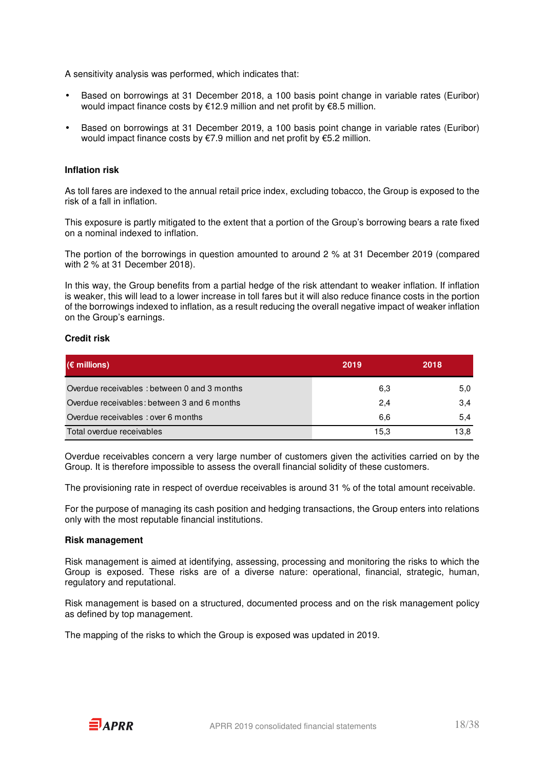A sensitivity analysis was performed, which indicates that:

- Based on borrowings at 31 December 2018, a 100 basis point change in variable rates (Euribor) would impact finance costs by €12.9 million and net profit by €8.5 million.
- Based on borrowings at 31 December 2019, a 100 basis point change in variable rates (Euribor) would impact finance costs by €7.9 million and net profit by €5.2 million.

**Inflation risk**

As toll fares are indexed to the annual retail price index, excluding tobacco, the Group is exposed to the risk of a fall in inflation.

This exposure is partly mitigated to the extent that a portion of the Group's borrowing bears a rate fixed on a nominal indexed to inflation.

The portion of the borrowings in question amounted to around 2 % at 31 December 2019 (compared with 2 % at 31 December 2018).

In this way, the Group benefits from a partial hedge of the risk attendant to weaker inflation. If inflation is weaker, this will lead to a lower increase in toll fares but it will also reduce finance costs in the portion of the borrowings indexed to inflation, as a result reducing the overall negative impact of weaker inflation on the Group's earnings.

**Credit risk**

| (€ millions) | 2019 | 2018 |
|---|---|---|
| Overdue receivables : between 0 and 3 months | 6,3 | 5,0 |
| Overdue receivables: between 3 and 6 months | 2,4 | 3,4 |
| Overdue receivables : over 6 months | 6,6 | 5,4 |
| Total overdue receivables | 15,3 | 13,8 |

Overdue receivables concern a very large number of customers given the activities carried on by the Group. It is therefore impossible to assess the overall financial solidity of these customers.

The provisioning rate in respect of overdue receivables is around 31 % of the total amount receivable.

For the purpose of managing its cash position and hedging transactions, the Group enters into relations only with the most reputable financial institutions.

**Risk management**

Risk management is aimed at identifying, assessing, processing and monitoring the risks to which the Group is exposed. These risks are of a diverse nature: operational, financial, strategic, human, regulatory and reputational.

Risk management is based on a structured, documented process and on the risk management policy as defined by top management.

The mapping of the risks to which the Group is exposed was updated in 2019.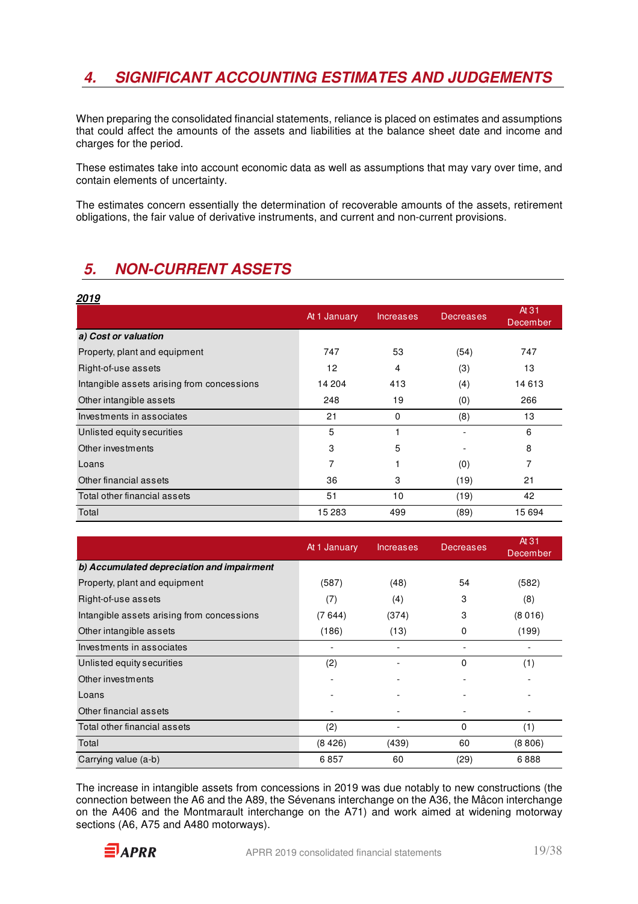## 4. SIGNIFICANT ACCOUNTING ESTIMATES AND JUDGEMENTS

When preparing the consolidated financial statements, reliance is placed on estimates and assumptions that could affect the amounts of the assets and liabilities at the balance sheet date and income and charges for the period.

These estimates take into account economic data as well as assumptions that may vary over time, and contain elements of uncertainty.

The estimates concern essentially the determination of recoverable amounts of the assets, retirement obligations, the fair value of derivative instruments, and current and non-current provisions.

## 5. NON-CURRENT ASSETS

**2019**

| | At 1 January | Increases | Decreases | At 31 December |
|---|---|---|---|---|
| ***a) Cost or valuation*** | | | | |
| Property, plant and equipment | 747 | 53 | (54) | 747 |
| Right-of-use assets | 12 | 4 | (3) | 13 |
| Intangible assets arising from concessions | 14 204 | 413 | (4) | 14 613 |
| Other intangible assets | 248 | 19 | (0) | 266 |
| Investments in associates | 21 | 0 | (8) | 13 |
| Unlisted equity securities | 5 | 1 | - | 6 |
| Other investments | 3 | 5 | - | 8 |
| Loans | 7 | 1 | (0) | 7 |
| Other financial assets | 36 | 3 | (19) | 21 |
| Total other financial assets | 51 | 10 | (19) | 42 |
| Total | 15 283 | 499 | (89) | 15 694 |

| | At 1 January | Increases | Decreases | At 31 December |
|---|---|---|---|---|
| ***b) Accumulated depreciation and impairment*** | | | | |
| Property, plant and equipment | (587) | (48) | 54 | (582) |
| Right-of-use assets | (7) | (4) | 3 | (8) |
| Intangible assets arising from concessions | (7 644) | (374) | 3 | (8 016) |
| Other intangible assets | (186) | (13) | 0 | (199) |
| Investments in associates | - | - | - | - |
| Unlisted equity securities | (2) | - | 0 | (1) |
| Other investments | - | - | - | - |
| Loans | - | - | - | - |
| Other financial assets | - | - | - | - |
| Total other financial assets | (2) | - | 0 | (1) |
| Total | (8 426) | (439) | 60 | (8 806) |
| Carrying value (a-b) | 6 857 | 60 | (29) | 6 888 |

The increase in intangible assets from concessions in 2019 was due notably to new constructions (the connection between the A6 and the A89, the Sévenans interchange on the A36, the Mâcon interchange on the A406 and the Montmarault interchange on the A71) and work aimed at widening motorway sections (A6, A75 and A480 motorways).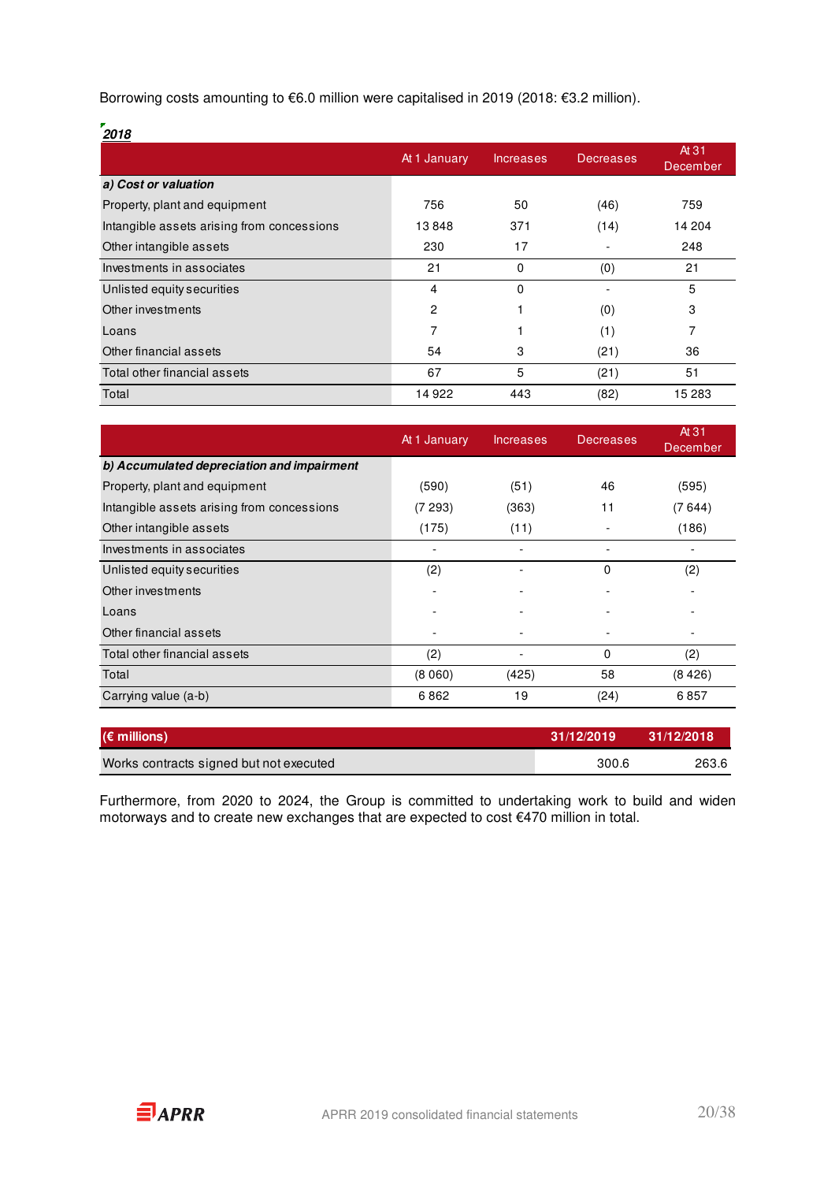Borrowing costs amounting to €6.0 million were capitalised in 2019 (2018: €3.2 million).

***2018***

| | At 1 January | Increases | Decreases | At 31 December |
|---|---|---|---|---|
| ***a) Cost or valuation*** | | | | |
| Property, plant and equipment | 756 | 50 | (46) | 759 |
| Intangible assets arising from concessions | 13 848 | 371 | (14) | 14 204 |
| Other intangible assets | 230 | 17 | - | 248 |
| Investments in associates | 21 | 0 | (0) | 21 |
| Unlisted equity securities | 4 | 0 | - | 5 |
| Other investments | 2 | 1 | (0) | 3 |
| Loans | 7 | 1 | (1) | 7 |
| Other financial assets | 54 | 3 | (21) | 36 |
| Total other financial assets | 67 | 5 | (21) | 51 |
| Total | 14 922 | 443 | (82) | 15 283 |

| | At 1 January | Increases | Decreases | At 31 December |
|---|---|---|---|---|
| ***b) Accumulated depreciation and impairment*** | | | | |
| Property, plant and equipment | (590) | (51) | 46 | (595) |
| Intangible assets arising from concessions | (7 293) | (363) | 11 | (7 644) |
| Other intangible assets | (175) | (11) | - | (186) |
| Investments in associates | - | - | - | - |
| Unlisted equity securities | (2) | - | 0 | (2) |
| Other investments | - | - | - | - |
| Loans | - | - | - | - |
| Other financial assets | - | - | - | - |
| Total other financial assets | (2) | - | 0 | (2) |
| Total | (8 060) | (425) | 58 | (8 426) |
| Carrying value (a-b) | 6 862 | 19 | (24) | 6 857 |

| (€ millions) | 31/12/2019 | 31/12/2018 |
|---|---|---|
| Works contracts signed but not executed | 300.6 | 263.6 |

Furthermore, from 2020 to 2024, the Group is committed to undertaking work to build and widen motorways and to create new exchanges that are expected to cost €470 million in total.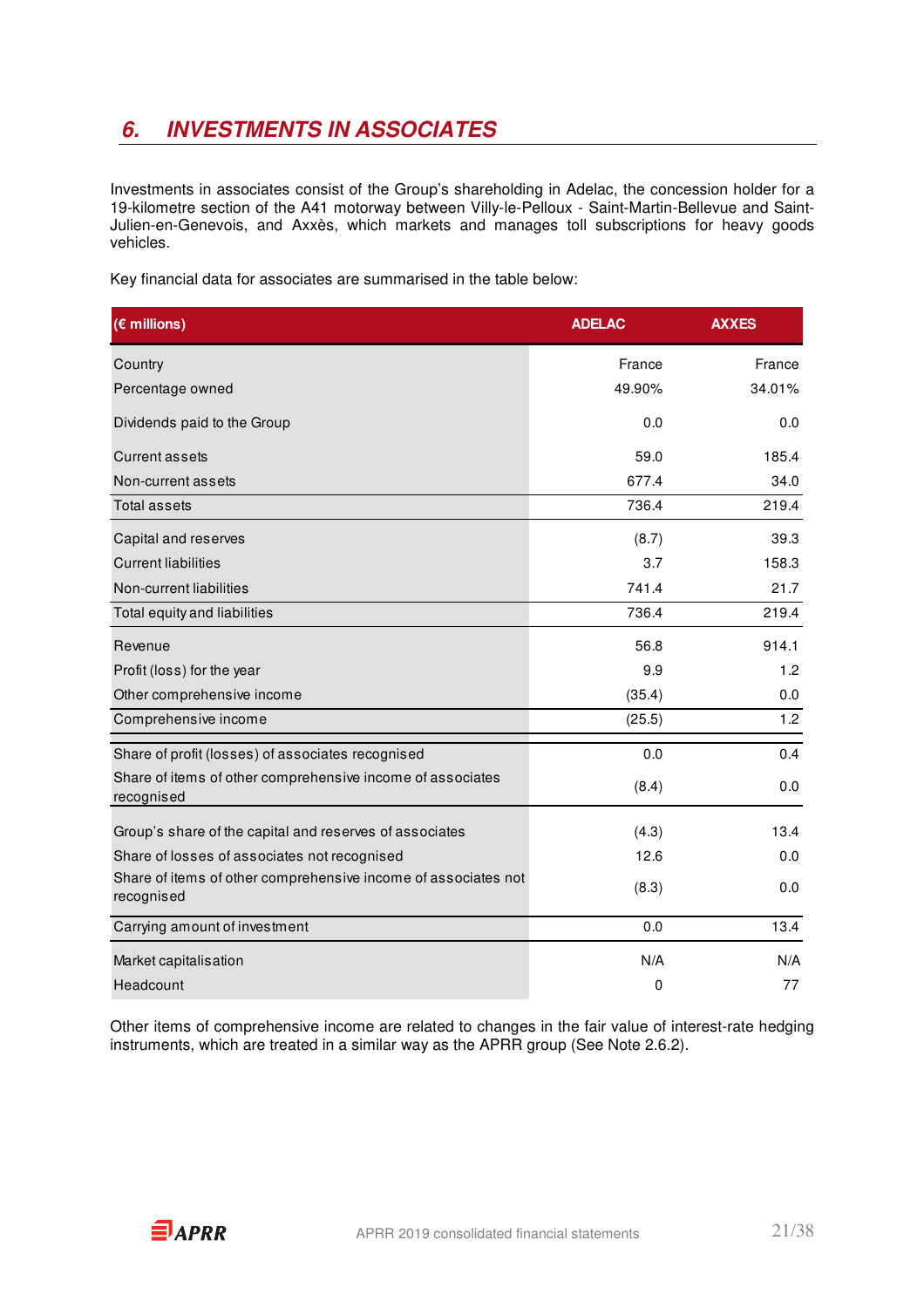## 6. INVESTMENTS IN ASSOCIATES

Investments in associates consist of the Group's shareholding in Adelac, the concession holder for a 19-kilometre section of the A41 motorway between Villy-le-Pelloux - Saint-Martin-Bellevue and Saint-Julien-en-Genevois, and Axxès, which markets and manages toll subscriptions for heavy goods vehicles.

Key financial data for associates are summarised in the table below:

| (€ millions) | ADELAC | AXXES |
|---|---|---|
| Country | France | France |
| Percentage owned | 49.90% | 34.01% |
| Dividends paid to the Group | 0.0 | 0.0 |
| Current assets | 59.0 | 185.4 |
| Non-current assets | 677.4 | 34.0 |
| Total assets | 736.4 | 219.4 |
| Capital and reserves | (8.7) | 39.3 |
| Current liabilities | 3.7 | 158.3 |
| Non-current liabilities | 741.4 | 21.7 |
| Total equity and liabilities | 736.4 | 219.4 |
| Revenue | 56.8 | 914.1 |
| Profit (loss) for the year | 9.9 | 1.2 |
| Other comprehensive income | (35.4) | 0.0 |
| Comprehensive income | (25.5) | 1.2 |
| Share of profit (losses) of associates recognised | 0.0 | 0.4 |
| Share of items of other comprehensive income of associates recognised | (8.4) | 0.0 |
| Group's share of the capital and reserves of associates | (4.3) | 13.4 |
| Share of losses of associates not recognised | 12.6 | 0.0 |
| Share of items of other comprehensive income of associates not recognised | (8.3) | 0.0 |
| Carrying amount of investment | 0.0 | 13.4 |
| Market capitalisation | N/A | N/A |
| Headcount | 0 | 77 |

Other items of comprehensive income are related to changes in the fair value of interest-rate hedging instruments, which are treated in a similar way as the APRR group (See Note 2.6.2).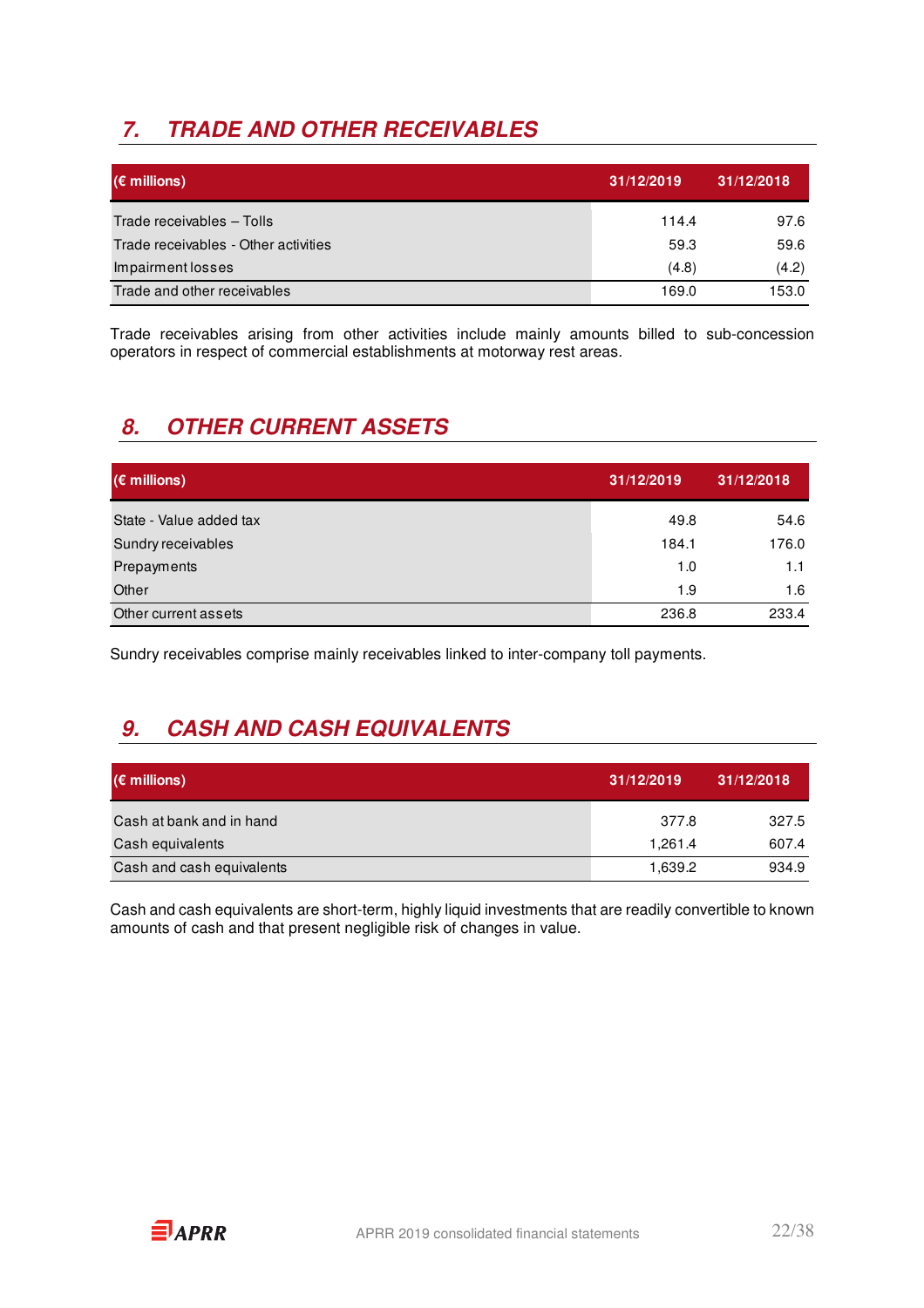## 7. TRADE AND OTHER RECEIVABLES

| (€ millions) | 31/12/2019 | 31/12/2018 |
|---|---|---|
| Trade receivables – Tolls | 114.4 | 97.6 |
| Trade receivables - Other activities | 59.3 | 59.6 |
| Impairment losses | (4.8) | (4.2) |
| Trade and other receivables | 169.0 | 153.0 |

Trade receivables arising from other activities include mainly amounts billed to sub-concession operators in respect of commercial establishments at motorway rest areas.

## 8. OTHER CURRENT ASSETS

| (€ millions) | 31/12/2019 | 31/12/2018 |
|---|---|---|
| State - Value added tax | 49.8 | 54.6 |
| Sundry receivables | 184.1 | 176.0 |
| Prepayments | 1.0 | 1.1 |
| Other | 1.9 | 1.6 |
| Other current assets | 236.8 | 233.4 |

Sundry receivables comprise mainly receivables linked to inter-company toll payments.

## 9. CASH AND CASH EQUIVALENTS

| (€ millions) | 31/12/2019 | 31/12/2018 |
|---|---|---|
| Cash at bank and in hand | 377.8 | 327.5 |
| Cash equivalents | 1,261.4 | 607.4 |
| Cash and cash equivalents | 1,639.2 | 934.9 |

Cash and cash equivalents are short-term, highly liquid investments that are readily convertible to known amounts of cash and that present negligible risk of changes in value.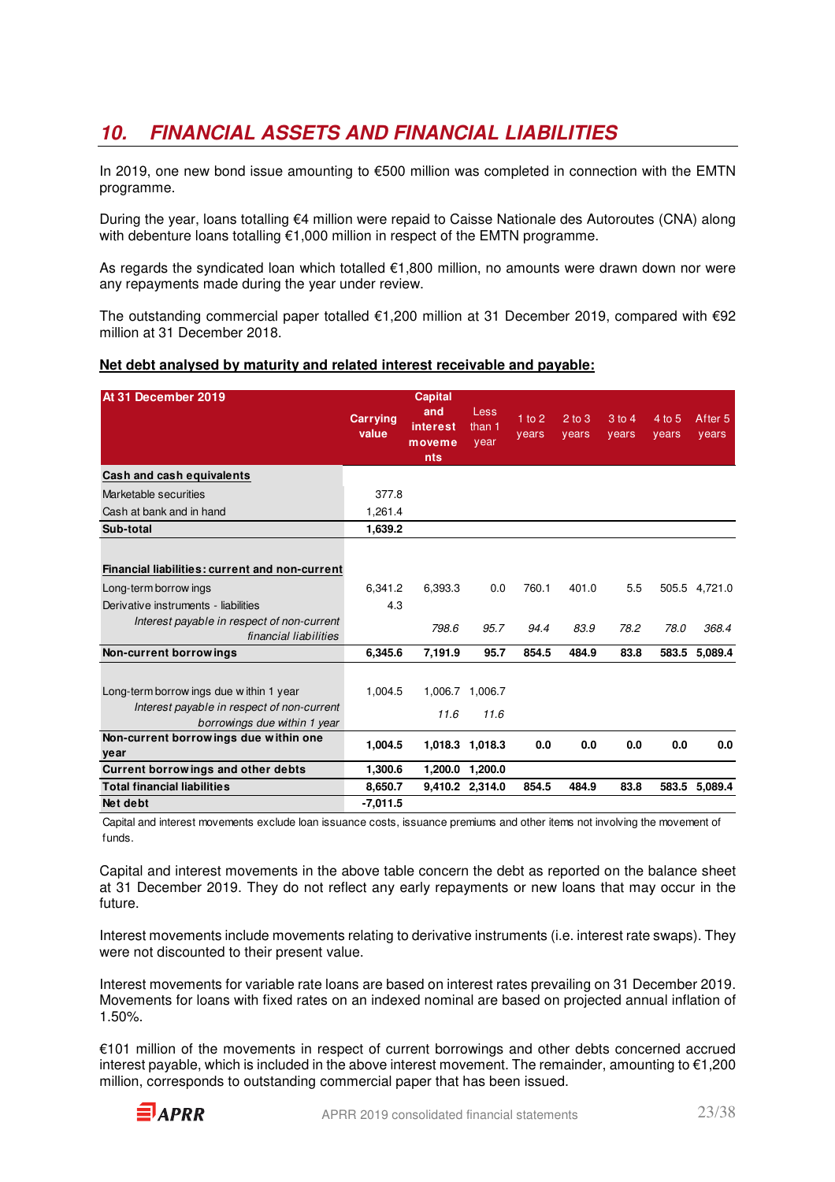## 10. FINANCIAL ASSETS AND FINANCIAL LIABILITIES

In 2019, one new bond issue amounting to €500 million was completed in connection with the EMTN programme.

During the year, loans totalling €4 million were repaid to Caisse Nationale des Autoroutes (CNA) along with debenture loans totalling €1,000 million in respect of the EMTN programme.

As regards the syndicated loan which totalled €1,800 million, no amounts were drawn down nor were any repayments made during the year under review.

The outstanding commercial paper totalled €1,200 million at 31 December 2019, compared with €92 million at 31 December 2018.

**Net debt analysed by maturity and related interest receivable and payable:**

| At 31 December 2019 | Carrying value | Capital and interest movements | Less than 1 year | 1 to 2 years | 2 to 3 years | 3 to 4 years | 4 to 5 years | After 5 years |
|---|---|---|---|---|---|---|---|---|
| **Cash and cash equivalents** | | | | | | | | |
| Marketable securities | 377.8 | | | | | | | |
| Cash at bank and in hand | 1,261.4 | | | | | | | |
| **Sub-total** | **1,639.2** | | | | | | | |
| **Financial liabilities: current and non-current** | | | | | | | | |
| Long-term borrowings | 6,341.2 | 6,393.3 | 0.0 | 760.1 | 401.0 | 5.5 | 505.5 | 4,721.0 |
| Derivative instruments - liabilities | 4.3 | | | | | | | |
| *Interest payable in respect of non-current financial liabilities* | | *798.6* | *95.7* | *94.4* | *83.9* | *78.2* | *78.0* | *368.4* |
| **Non-current borrowings** | **6,345.6** | **7,191.9** | **95.7** | **854.5** | **484.9** | **83.8** | **583.5** | **5,089.4** |
| Long-term borrowings due within 1 year | 1,004.5 | 1,006.7 | 1,006.7 | | | | | |
| *Interest payable in respect of non-current borrowings due within 1 year* | | *11.6* | *11.6* | | | | | |
| **Non-current borrowings due within one year** | **1,004.5** | **1,018.3** | **1,018.3** | **0.0** | **0.0** | **0.0** | **0.0** | **0.0** |
| **Current borrowings and other debts** | **1,300.6** | **1,200.0** | **1,200.0** | | | | | |
| **Total financial liabilities** | **8,650.7** | **9,410.2** | **2,314.0** | **854.5** | **484.9** | **83.8** | **583.5** | **5,089.4** |
| **Net debt** | **-7,011.5** | | | | | | | |

Capital and interest movements exclude loan issuance costs, issuance premiums and other items not involving the movement of funds.

Capital and interest movements in the above table concern the debt as reported on the balance sheet at 31 December 2019. They do not reflect any early repayments or new loans that may occur in the future.

Interest movements include movements relating to derivative instruments (i.e. interest rate swaps). They were not discounted to their present value.

Interest movements for variable rate loans are based on interest rates prevailing on 31 December 2019. Movements for loans with fixed rates on an indexed nominal are based on projected annual inflation of 1.50%.

€101 million of the movements in respect of current borrowings and other debts concerned accrued interest payable, which is included in the above interest movement. The remainder, amounting to €1,200 million, corresponds to outstanding commercial paper that has been issued.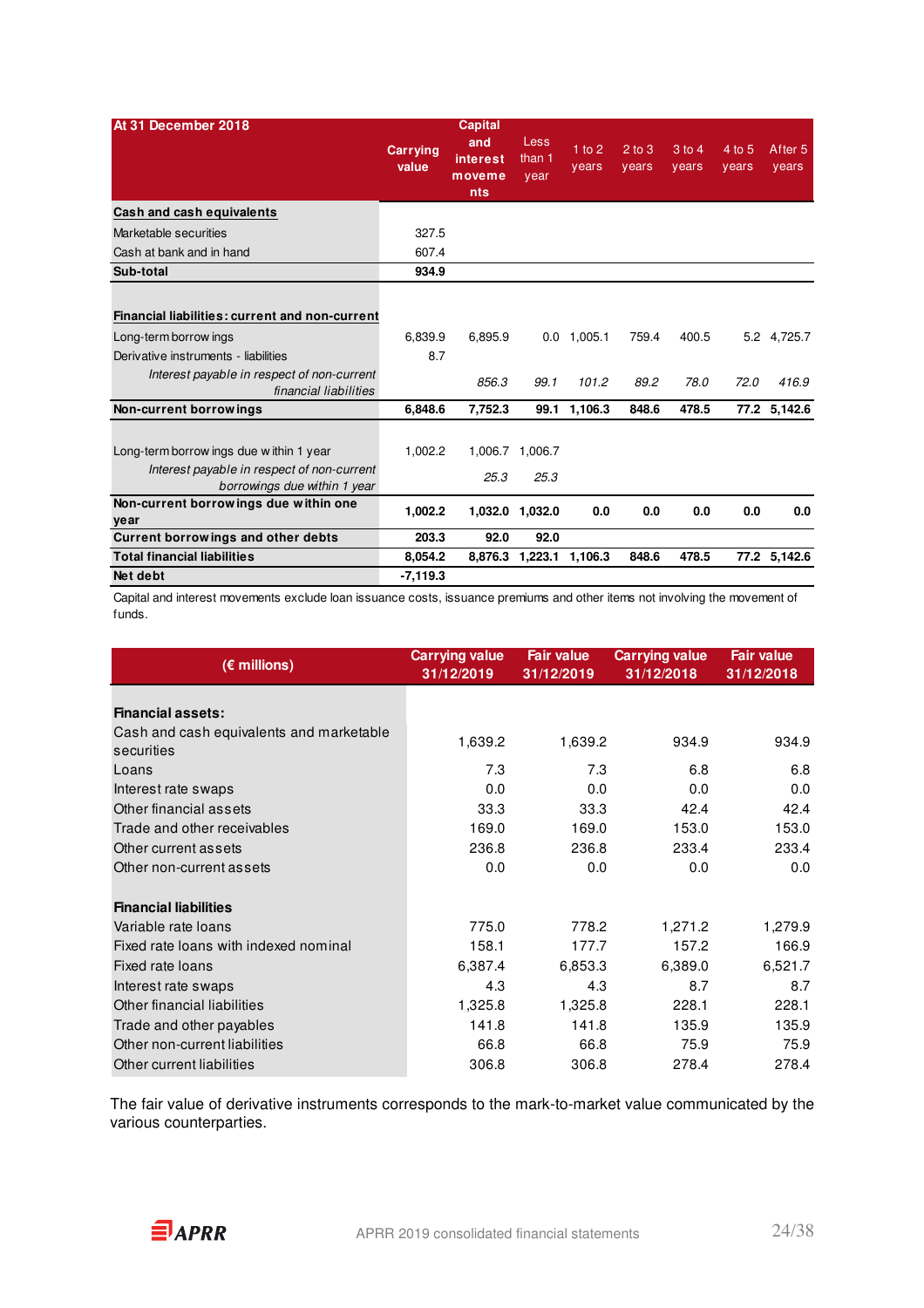| At 31 December 2018 | Carrying value | Capital and interest movements | Less than 1 year | 1 to 2 years | 2 to 3 years | 3 to 4 years | 4 to 5 years | After 5 years |
|---|---|---|---|---|---|---|---|---|
| **Cash and cash equivalents** | | | | | | | | |
| Marketable securities | 327.5 | | | | | | | |
| Cash at bank and in hand | 607.4 | | | | | | | |
| **Sub-total** | **934.9** | | | | | | | |
| | | | | | | | | |
| **Financial liabilities: current and non-current** | | | | | | | | |
| Long-term borrowings | 6,839.9 | 6,895.9 | 0.0 | 1,005.1 | 759.4 | 400.5 | 5.2 | 4,725.7 |
| Derivative instruments - liabilities | 8.7 | | | | | | | |
| *Interest payable in respect of non-current financial liabilities* | | *856.3* | *99.1* | *101.2* | *89.2* | *78.0* | *72.0* | *416.9* |
| **Non-current borrowings** | **6,848.6** | **7,752.3** | **99.1** | **1,106.3** | **848.6** | **478.5** | **77.2** | **5,142.6** |
| | | | | | | | | |
| Long-term borrowings due within 1 year | 1,002.2 | 1,006.7 | 1,006.7 | | | | | |
| *Interest payable in respect of non-current borrowings due within 1 year* | | *25.3* | *25.3* | | | | | |
| **Non-current borrowings due within one year** | **1,002.2** | **1,032.0** | **1,032.0** | **0.0** | **0.0** | **0.0** | **0.0** | **0.0** |
| **Current borrowings and other debts** | **203.3** | **92.0** | **92.0** | | | | | |
| **Total financial liabilities** | **8,054.2** | **8,876.3** | **1,223.1** | **1,106.3** | **848.6** | **478.5** | **77.2** | **5,142.6** |
| **Net debt** | **-7,119.3** | | | | | | | |

Capital and interest movements exclude loan issuance costs, issuance premiums and other items not involving the movement of funds.

| (€ millions) | Carrying value 31/12/2019 | Fair value 31/12/2019 | Carrying value 31/12/2018 | Fair value 31/12/2018 |
|---|---|---|---|---|
| **Financial assets:** | | | | |
| Cash and cash equivalents and marketable securities | 1,639.2 | 1,639.2 | 934.9 | 934.9 |
| Loans | 7.3 | 7.3 | 6.8 | 6.8 |
| Interest rate swaps | 0.0 | 0.0 | 0.0 | 0.0 |
| Other financial assets | 33.3 | 33.3 | 42.4 | 42.4 |
| Trade and other receivables | 169.0 | 169.0 | 153.0 | 153.0 |
| Other current assets | 236.8 | 236.8 | 233.4 | 233.4 |
| Other non-current assets | 0.0 | 0.0 | 0.0 | 0.0 |
| | | | | |
| **Financial liabilities** | | | | |
| Variable rate loans | 775.0 | 778.2 | 1,271.2 | 1,279.9 |
| Fixed rate loans with indexed nominal | 158.1 | 177.7 | 157.2 | 166.9 |
| Fixed rate loans | 6,387.4 | 6,853.3 | 6,389.0 | 6,521.7 |
| Interest rate swaps | 4.3 | 4.3 | 8.7 | 8.7 |
| Other financial liabilities | 1,325.8 | 1,325.8 | 228.1 | 228.1 |
| Trade and other payables | 141.8 | 141.8 | 135.9 | 135.9 |
| Other non-current liabilities | 66.8 | 66.8 | 75.9 | 75.9 |
| Other current liabilities | 306.8 | 306.8 | 278.4 | 278.4 |

The fair value of derivative instruments corresponds to the mark-to-market value communicated by the various counterparties.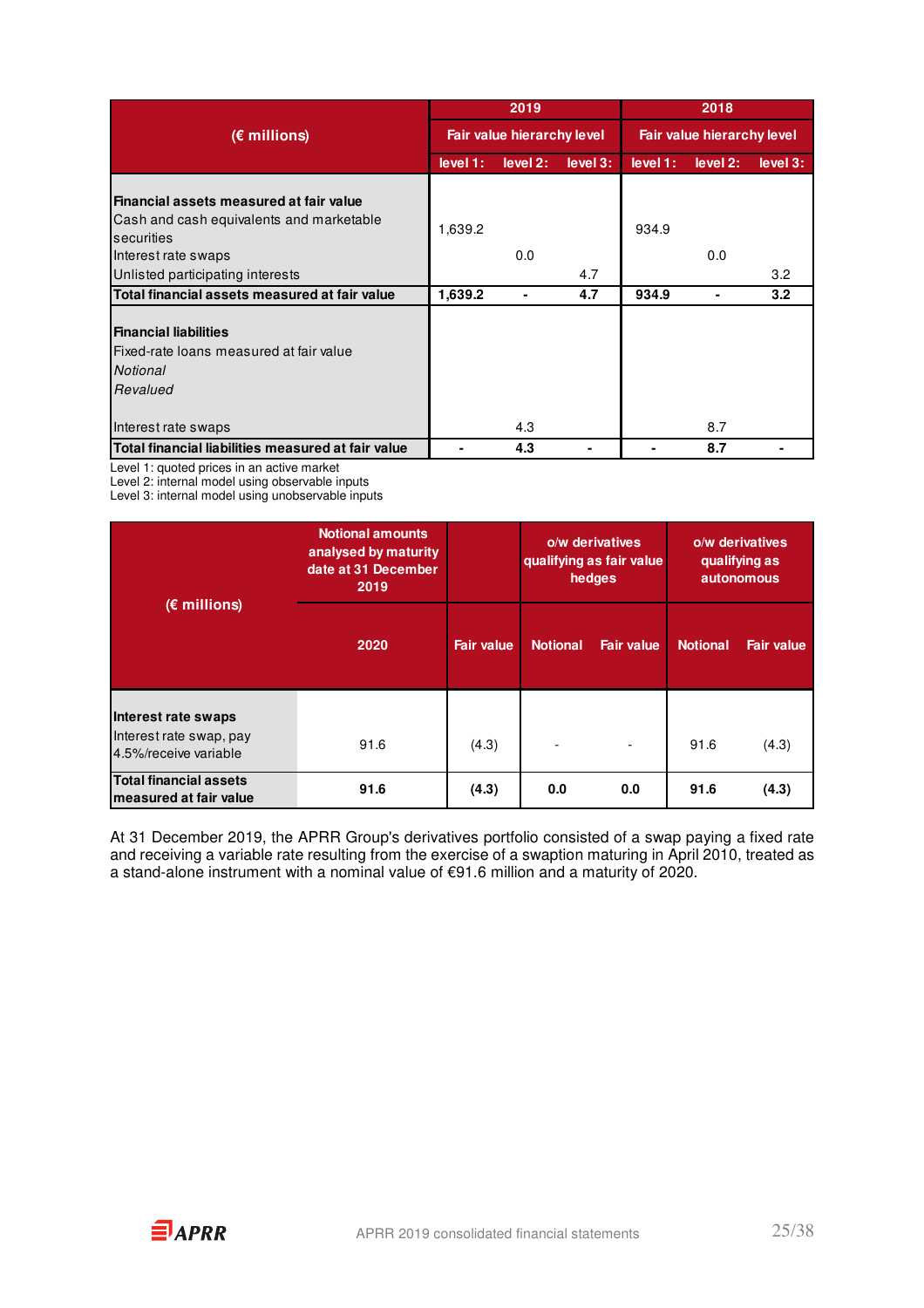| (€ millions) | 2019 | | | 2018 | | |
|---|---|---|---|---|---|---|
| | Fair value hierarchy level | | | Fair value hierarchy level | | |
| | level 1: | level 2: | level 3: | level 1: | level 2: | level 3: |
| **Financial assets measured at fair value** | | | | | | |
| Cash and cash equivalents and marketable securities | 1,639.2 | | | 934.9 | | |
| Interest rate swaps | | 0.0 | | | 0.0 | |
| Unlisted participating interests | | | 4.7 | | | 3.2 |
| **Total financial assets measured at fair value** | **1,639.2** | **-** | **4.7** | **934.9** | **-** | **3.2** |
| **Financial liabilities** | | | | | | |
| Fixed-rate loans measured at fair value | | | | | | |
| *Notional* | | | | | | |
| *Revalued* | | | | | | |
| Interest rate swaps | | 4.3 | | | 8.7 | |
| **Total financial liabilities measured at fair value** | **-** | **4.3** | **-** | **-** | **8.7** | **-** |

Level 1: quoted prices in an active market
Level 2: internal model using observable inputs
Level 3: internal model using unobservable inputs

| (€ millions) | Notional amounts analysed by maturity date at 31 December 2019 | | o/w derivatives qualifying as fair value hedges | | o/w derivatives qualifying as autonomous | |
|---|---|---|---|---|---|---|
| | 2020 | Fair value | Notional | Fair value | Notional | Fair value |
| **Interest rate swaps** | | | | | | |
| Interest rate swap, pay 4.5%/receive variable | 91.6 | (4.3) | - | - | 91.6 | (4.3) |
| **Total financial assets measured at fair value** | **91.6** | **(4.3)** | **0.0** | **0.0** | **91.6** | **(4.3)** |

At 31 December 2019, the APRR Group's derivatives portfolio consisted of a swap paying a fixed rate and receiving a variable rate resulting from the exercise of a swaption maturing in April 2010, treated as a stand-alone instrument with a nominal value of €91.6 million and a maturity of 2020.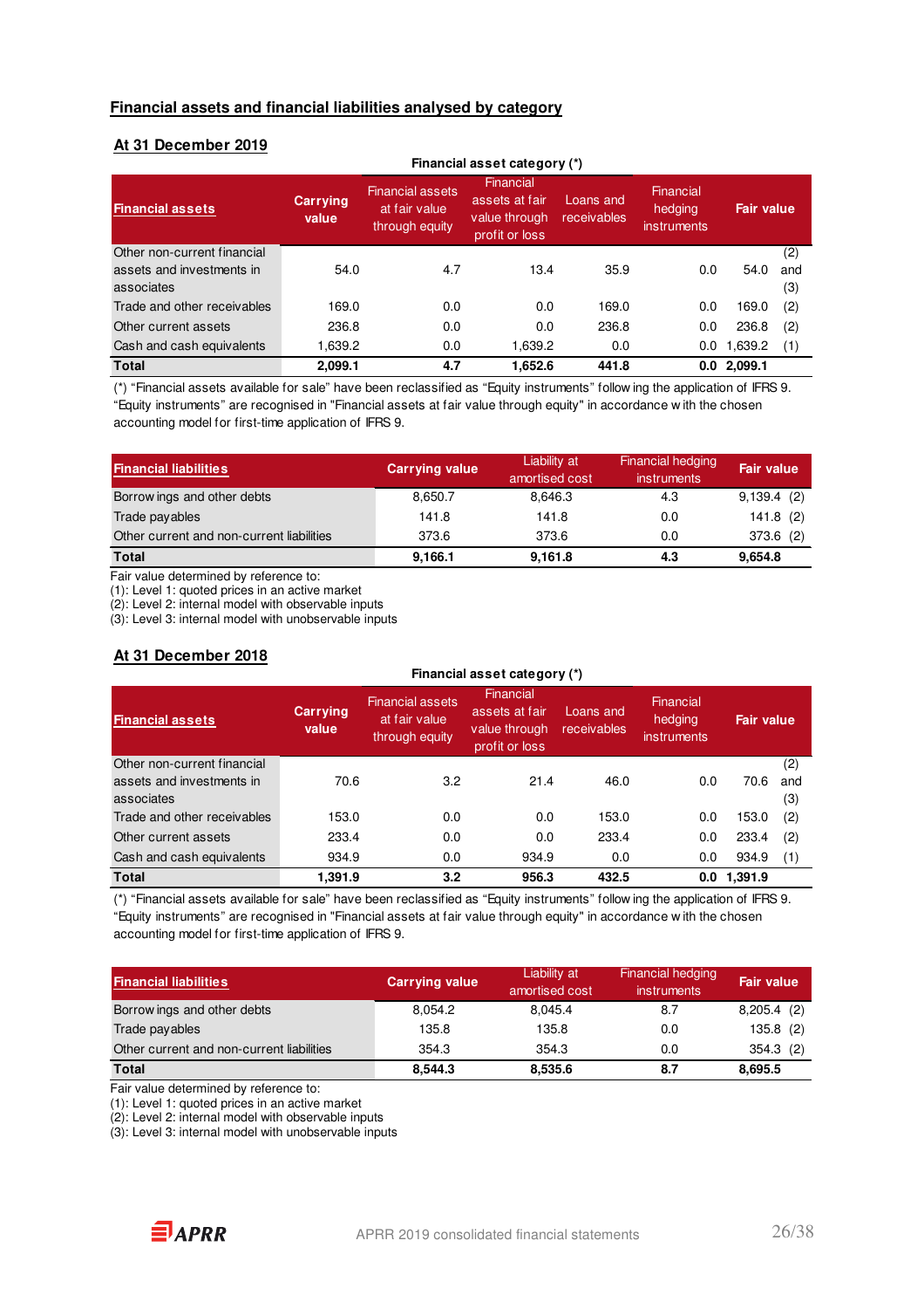## Financial assets and financial liabilities analysed by category

### At 31 December 2019

| Financial assets | Carrying value | Financial asset category (*) | | | | Fair value | |
|---|---|---|---|---|---|---|---|
| | | Financial assets at fair value through equity | Financial assets at fair value through profit or loss | Loans and receivables | Financial hedging instruments | | |
| Other non-current financial assets and investments in associates | 54.0 | 4.7 | 13.4 | 35.9 | 0.0 | 54.0 | (2) and (3) |
| Trade and other receivables | 169.0 | 0.0 | 0.0 | 169.0 | 0.0 | 169.0 | (2) |
| Other current assets | 236.8 | 0.0 | 0.0 | 236.8 | 0.0 | 236.8 | (2) |
| Cash and cash equivalents | 1,639.2 | 0.0 | 1,639.2 | 0.0 | 0.0 | 1,639.2 | (1) |
| **Total** | **2,099.1** | **4.7** | **1,652.6** | **441.8** | **0.0** | **2,099.1** | |

(*) "Financial assets available for sale" have been reclassified as "Equity instruments" following the application of IFRS 9. "Equity instruments" are recognised in "Financial assets at fair value through equity" in accordance with the chosen accounting model for first-time application of IFRS 9.

| Financial liabilities | Carrying value | Liability at amortised cost | Financial hedging instruments | Fair value | |
|---|---|---|---|---|---|
| Borrowings and other debts | 8,650.7 | 8,646.3 | 4.3 | 9,139.4 | (2) |
| Trade payables | 141.8 | 141.8 | 0.0 | 141.8 | (2) |
| Other current and non-current liabilities | 373.6 | 373.6 | 0.0 | 373.6 | (2) |
| **Total** | **9,166.1** | **9,161.8** | **4.3** | **9,654.8** | |

Fair value determined by reference to:
(1): Level 1: quoted prices in an active market
(2): Level 2: internal model with observable inputs
(3): Level 3: internal model with unobservable inputs

### At 31 December 2018

| Financial assets | Carrying value | Financial asset category (*) | | | | Fair value | |
|---|---|---|---|---|---|---|---|
| | | Financial assets at fair value through equity | Financial assets at fair value through profit or loss | Loans and receivables | Financial hedging instruments | | |
| Other non-current financial assets and investments in associates | 70.6 | 3.2 | 21.4 | 46.0 | 0.0 | 70.6 | (2) and (3) |
| Trade and other receivables | 153.0 | 0.0 | 0.0 | 153.0 | 0.0 | 153.0 | (2) |
| Other current assets | 233.4 | 0.0 | 0.0 | 233.4 | 0.0 | 233.4 | (2) |
| Cash and cash equivalents | 934.9 | 0.0 | 934.9 | 0.0 | 0.0 | 934.9 | (1) |
| **Total** | **1,391.9** | **3.2** | **956.3** | **432.5** | **0.0** | **1,391.9** | |

(*) "Financial assets available for sale" have been reclassified as "Equity instruments" following the application of IFRS 9. "Equity instruments" are recognised in "Financial assets at fair value through equity" in accordance with the chosen accounting model for first-time application of IFRS 9.

| Financial liabilities | Carrying value | Liability at amortised cost | Financial hedging instruments | Fair value | |
|---|---|---|---|---|---|
| Borrowings and other debts | 8,054.2 | 8,045.4 | 8.7 | 8,205.4 | (2) |
| Trade payables | 135.8 | 135.8 | 0.0 | 135.8 | (2) |
| Other current and non-current liabilities | 354.3 | 354.3 | 0.0 | 354.3 | (2) |
| **Total** | **8,544.3** | **8,535.6** | **8.7** | **8,695.5** | |

Fair value determined by reference to:
(1): Level 1: quoted prices in an active market
(2): Level 2: internal model with observable inputs
(3): Level 3: internal model with unobservable inputs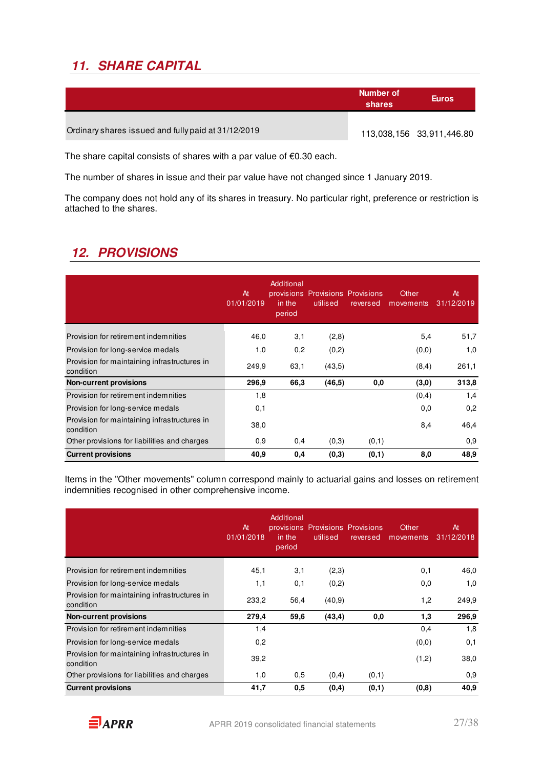## 11. SHARE CAPITAL

| | Number of shares | Euros |
|---|---|---|
| Ordinary shares issued and fully paid at 31/12/2019 | 113,038,156 | 33,911,446.80 |

The share capital consists of shares with a par value of €0.30 each.

The number of shares in issue and their par value have not changed since 1 January 2019.

The company does not hold any of its shares in treasury. No particular right, preference or restriction is attached to the shares.

## 12. PROVISIONS

| | At 01/01/2019 | Additional provisions in the period | Provisions utilised | Provisions reversed | Other movements | At 31/12/2019 |
|---|---|---|---|---|---|---|
| Provision for retirement indemnities | 46,0 | 3,1 | (2,8) | | 5,4 | 51,7 |
| Provision for long-service medals | 1,0 | 0,2 | (0,2) | | (0,0) | 1,0 |
| Provision for maintaining infrastructures in condition | 249,9 | 63,1 | (43,5) | | (8,4) | 261,1 |
| **Non-current provisions** | **296,9** | **66,3** | **(46,5)** | **0,0** | **(3,0)** | **313,8** |
| Provision for retirement indemnities | 1,8 | | | | (0,4) | 1,4 |
| Provision for long-service medals | 0,1 | | | | 0,0 | 0,2 |
| Provision for maintaining infrastructures in condition | 38,0 | | | | 8,4 | 46,4 |
| Other provisions for liabilities and charges | 0,9 | 0,4 | (0,3) | (0,1) | | 0,9 |
| **Current provisions** | **40,9** | **0,4** | **(0,3)** | **(0,1)** | **8,0** | **48,9** |

Items in the "Other movements" column correspond mainly to actuarial gains and losses on retirement indemnities recognised in other comprehensive income.

| | At 01/01/2018 | Additional provisions in the period | Provisions utilised | Provisions reversed | Other movements | At 31/12/2018 |
|---|---|---|---|---|---|---|
| Provision for retirement indemnities | 45,1 | 3,1 | (2,3) | | 0,1 | 46,0 |
| Provision for long-service medals | 1,1 | 0,1 | (0,2) | | 0,0 | 1,0 |
| Provision for maintaining infrastructures in condition | 233,2 | 56,4 | (40,9) | | 1,2 | 249,9 |
| **Non-current provisions** | **279,4** | **59,6** | **(43,4)** | **0,0** | **1,3** | **296,9** |
| Provision for retirement indemnities | 1,4 | | | | 0,4 | 1,8 |
| Provision for long-service medals | 0,2 | | | | (0,0) | 0,1 |
| Provision for maintaining infrastructures in condition | 39,2 | | | | (1,2) | 38,0 |
| Other provisions for liabilities and charges | 1,0 | 0,5 | (0,4) | (0,1) | | 0,9 |
| **Current provisions** | **41,7** | **0,5** | **(0,4)** | **(0,1)** | **(0,8)** | **40,9** |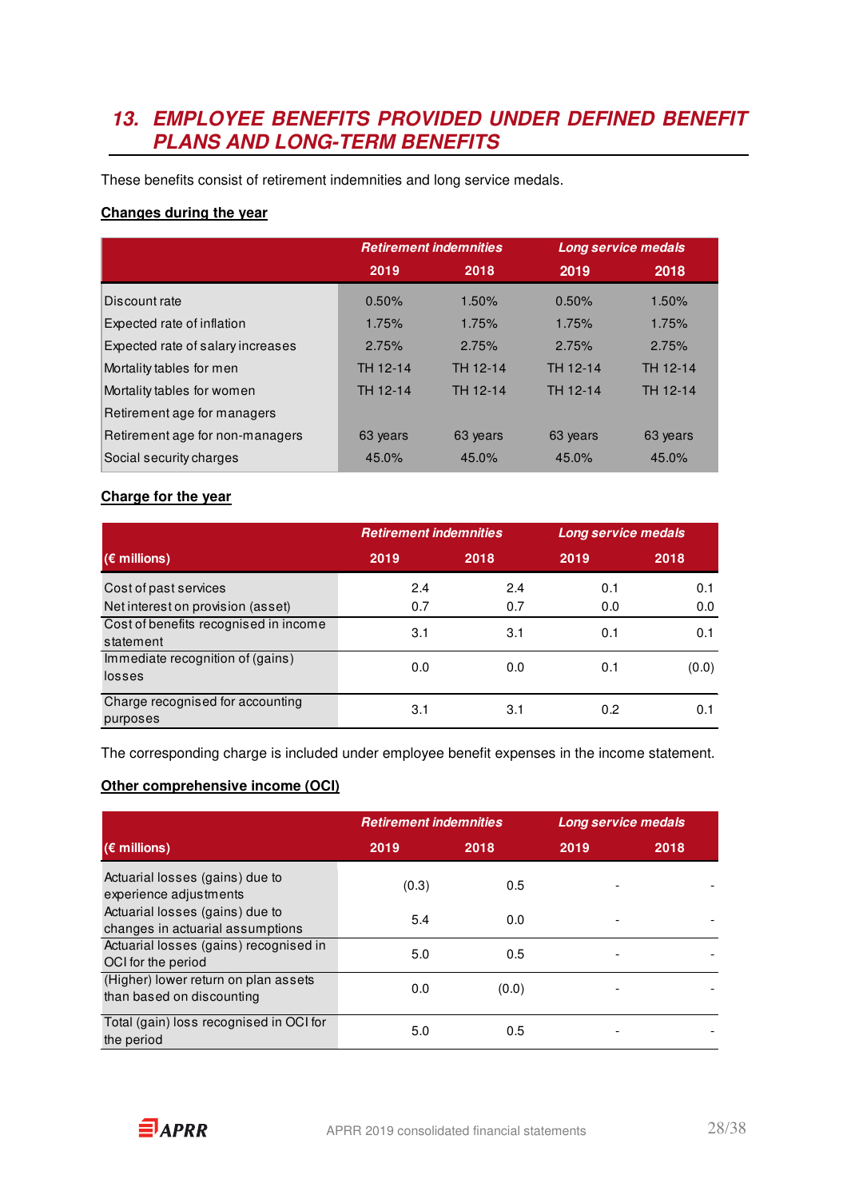## 13. EMPLOYEE BENEFITS PROVIDED UNDER DEFINED BENEFIT PLANS AND LONG-TERM BENEFITS

These benefits consist of retirement indemnities and long service medals.

**Changes during the year**

| | *Retirement indemnities* | | *Long service medals* | |
|---|---|---|---|---|
| | 2019 | 2018 | 2019 | 2018 |
| Discount rate | 0.50% | 1.50% | 0.50% | 1.50% |
| Expected rate of inflation | 1.75% | 1.75% | 1.75% | 1.75% |
| Expected rate of salary increases | 2.75% | 2.75% | 2.75% | 2.75% |
| Mortality tables for men | TH 12-14 | TH 12-14 | TH 12-14 | TH 12-14 |
| Mortality tables for women | TH 12-14 | TH 12-14 | TH 12-14 | TH 12-14 |
| Retirement age for managers | | | | |
| Retirement age for non-managers | 63 years | 63 years | 63 years | 63 years |
| Social security charges | 45.0% | 45.0% | 45.0% | 45.0% |

**Charge for the year**

| | *Retirement indemnities* | | *Long service medals* | |
|---|---|---|---|---|
| (€ millions) | 2019 | 2018 | 2019 | 2018 |
| Cost of past services | 2.4 | 2.4 | 0.1 | 0.1 |
| Net interest on provision (asset) | 0.7 | 0.7 | 0.0 | 0.0 |
| Cost of benefits recognised in income statement | 3.1 | 3.1 | 0.1 | 0.1 |
| Immediate recognition of (gains) losses | 0.0 | 0.0 | 0.1 | (0.0) |
| Charge recognised for accounting purposes | 3.1 | 3.1 | 0.2 | 0.1 |

The corresponding charge is included under employee benefit expenses in the income statement.

**Other comprehensive income (OCI)**

| | *Retirement indemnities* | | *Long service medals* | |
|---|---|---|---|---|
| (€ millions) | 2019 | 2018 | 2019 | 2018 |
| Actuarial losses (gains) due to experience adjustments | (0.3) | 0.5 | - | - |
| Actuarial losses (gains) due to changes in actuarial assumptions | 5.4 | 0.0 | - | - |
| Actuarial losses (gains) recognised in OCI for the period | 5.0 | 0.5 | - | - |
| (Higher) lower return on plan assets than based on discounting | 0.0 | (0.0) | - | - |
| Total (gain) loss recognised in OCI for the period | 5.0 | 0.5 | - | - |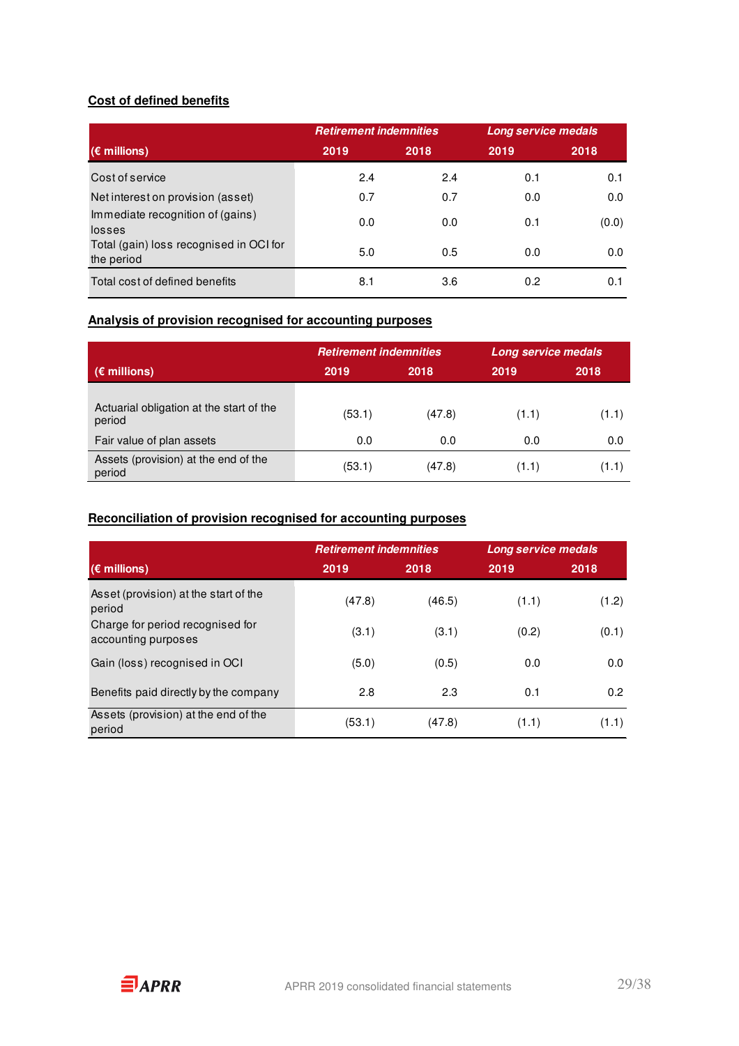**Cost of defined benefits**

| (€ millions) | *Retirement indemnities* | | *Long service medals* | |
|---|---|---|---|---|
| | 2019 | 2018 | 2019 | 2018 |
| Cost of service | 2.4 | 2.4 | 0.1 | 0.1 |
| Net interest on provision (asset) | 0.7 | 0.7 | 0.0 | 0.0 |
| Immediate recognition of (gains) losses | 0.0 | 0.0 | 0.1 | (0.0) |
| Total (gain) loss recognised in OCI for the period | 5.0 | 0.5 | 0.0 | 0.0 |
| Total cost of defined benefits | 8.1 | 3.6 | 0.2 | 0.1 |

**Analysis of provision recognised for accounting purposes**

| (€ millions) | *Retirement indemnities* | | *Long service medals* | |
|---|---|---|---|---|
| | 2019 | 2018 | 2019 | 2018 |
| Actuarial obligation at the start of the period | (53.1) | (47.8) | (1.1) | (1.1) |
| Fair value of plan assets | 0.0 | 0.0 | 0.0 | 0.0 |
| Assets (provision) at the end of the period | (53.1) | (47.8) | (1.1) | (1.1) |

**Reconciliation of provision recognised for accounting purposes**

| (€ millions) | *Retirement indemnities* | | *Long service medals* | |
|---|---|---|---|---|
| | 2019 | 2018 | 2019 | 2018 |
| Asset (provision) at the start of the period | (47.8) | (46.5) | (1.1) | (1.2) |
| Charge for period recognised for accounting purposes | (3.1) | (3.1) | (0.2) | (0.1) |
| Gain (loss) recognised in OCI | (5.0) | (0.5) | 0.0 | 0.0 |
| Benefits paid directly by the company | 2.8 | 2.3 | 0.1 | 0.2 |
| Assets (provision) at the end of the period | (53.1) | (47.8) | (1.1) | (1.1) |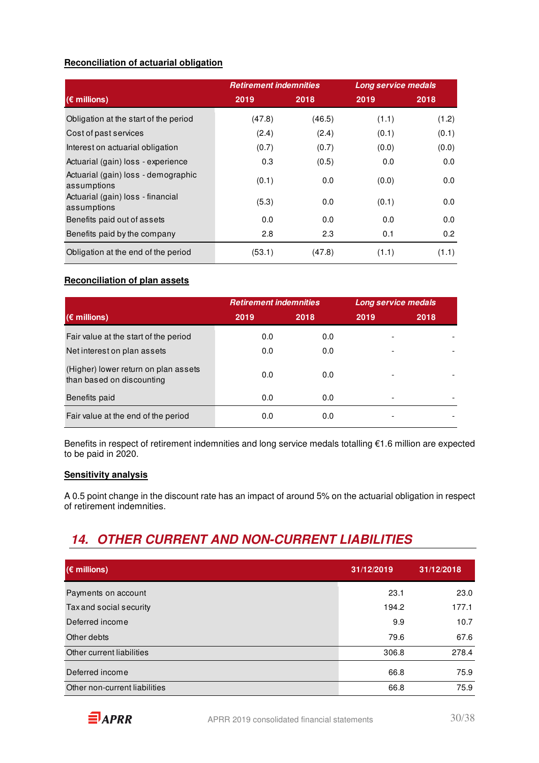**Reconciliation of actuarial obligation**

| (€ millions) | Retirement indemnities | | Long service medals | |
|---|---|---|---|---|
| | 2019 | 2018 | 2019 | 2018 |
| Obligation at the start of the period | (47.8) | (46.5) | (1.1) | (1.2) |
| Cost of past services | (2.4) | (2.4) | (0.1) | (0.1) |
| Interest on actuarial obligation | (0.7) | (0.7) | (0.0) | (0.0) |
| Actuarial (gain) loss - experience | 0.3 | (0.5) | 0.0 | 0.0 |
| Actuarial (gain) loss - demographic assumptions | (0.1) | 0.0 | (0.0) | 0.0 |
| Actuarial (gain) loss - financial assumptions | (5.3) | 0.0 | (0.1) | 0.0 |
| Benefits paid out of assets | 0.0 | 0.0 | 0.0 | 0.0 |
| Benefits paid by the company | 2.8 | 2.3 | 0.1 | 0.2 |
| Obligation at the end of the period | (53.1) | (47.8) | (1.1) | (1.1) |

**Reconciliation of plan assets**

| (€ millions) | Retirement indemnities | | Long service medals | |
|---|---|---|---|---|
| | 2019 | 2018 | 2019 | 2018 |
| Fair value at the start of the period | 0.0 | 0.0 | - | - |
| Net interest on plan assets | 0.0 | 0.0 | - | - |
| (Higher) lower return on plan assets than based on discounting | 0.0 | 0.0 | - | - |
| Benefits paid | 0.0 | 0.0 | - | - |
| Fair value at the end of the period | 0.0 | 0.0 | - | - |

Benefits in respect of retirement indemnities and long service medals totalling €1.6 million are expected to be paid in 2020.

**Sensitivity analysis**

A 0.5 point change in the discount rate has an impact of around 5% on the actuarial obligation in respect of retirement indemnities.

## 14. OTHER CURRENT AND NON-CURRENT LIABILITIES

| (€ millions) | 31/12/2019 | 31/12/2018 |
|---|---|---|
| Payments on account | 23.1 | 23.0 |
| Tax and social security | 194.2 | 177.1 |
| Deferred income | 9.9 | 10.7 |
| Other debts | 79.6 | 67.6 |
| Other current liabilities | 306.8 | 278.4 |
| Deferred income | 66.8 | 75.9 |
| Other non-current liabilities | 66.8 | 75.9 |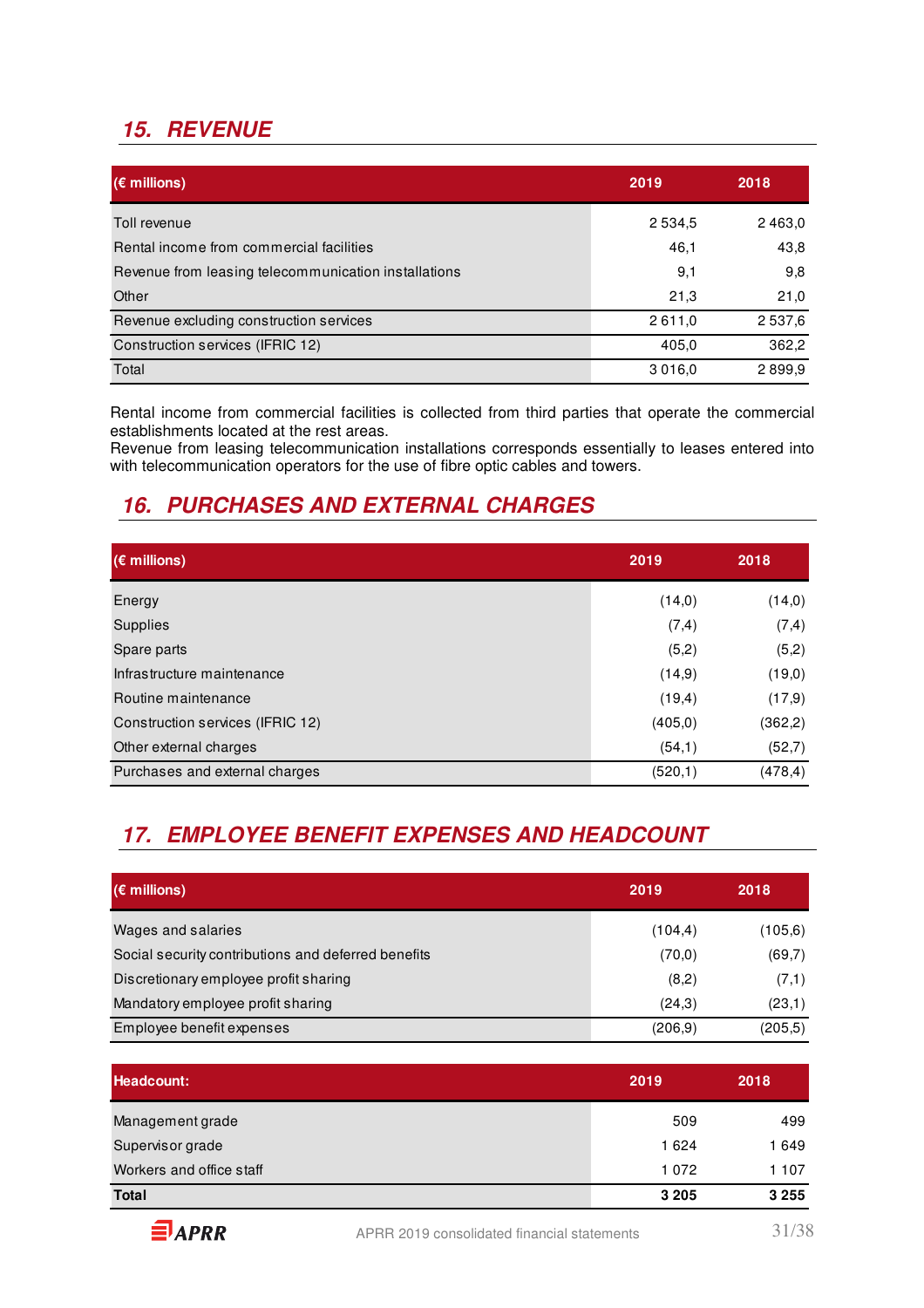## 15. REVENUE

| (€ millions) | 2019 | 2018 |
|---|---|---|
| Toll revenue | 2 534,5 | 2 463,0 |
| Rental income from commercial facilities | 46,1 | 43,8 |
| Revenue from leasing telecommunication installations | 9,1 | 9,8 |
| Other | 21,3 | 21,0 |
| Revenue excluding construction services | 2 611,0 | 2 537,6 |
| Construction services (IFRIC 12) | 405,0 | 362,2 |
| Total | 3 016,0 | 2 899,9 |

Rental income from commercial facilities is collected from third parties that operate the commercial establishments located at the rest areas.
Revenue from leasing telecommunication installations corresponds essentially to leases entered into with telecommunication operators for the use of fibre optic cables and towers.

## 16. PURCHASES AND EXTERNAL CHARGES

| (€ millions) | 2019 | 2018 |
|---|---|---|
| Energy | (14,0) | (14,0) |
| Supplies | (7,4) | (7,4) |
| Spare parts | (5,2) | (5,2) |
| Infrastructure maintenance | (14,9) | (19,0) |
| Routine maintenance | (19,4) | (17,9) |
| Construction services (IFRIC 12) | (405,0) | (362,2) |
| Other external charges | (54,1) | (52,7) |
| Purchases and external charges | (520,1) | (478,4) |

## 17. EMPLOYEE BENEFIT EXPENSES AND HEADCOUNT

| (€ millions) | 2019 | 2018 |
|---|---|---|
| Wages and salaries | (104,4) | (105,6) |
| Social security contributions and deferred benefits | (70,0) | (69,7) |
| Discretionary employee profit sharing | (8,2) | (7,1) |
| Mandatory employee profit sharing | (24,3) | (23,1) |
| Employee benefit expenses | (206,9) | (205,5) |

| Headcount: | 2019 | 2018 |
|---|---|---|
| Management grade | 509 | 499 |
| Supervisor grade | 1 624 | 1 649 |
| Workers and office staff | 1 072 | 1 107 |
| **Total** | **3 205** | **3 255** |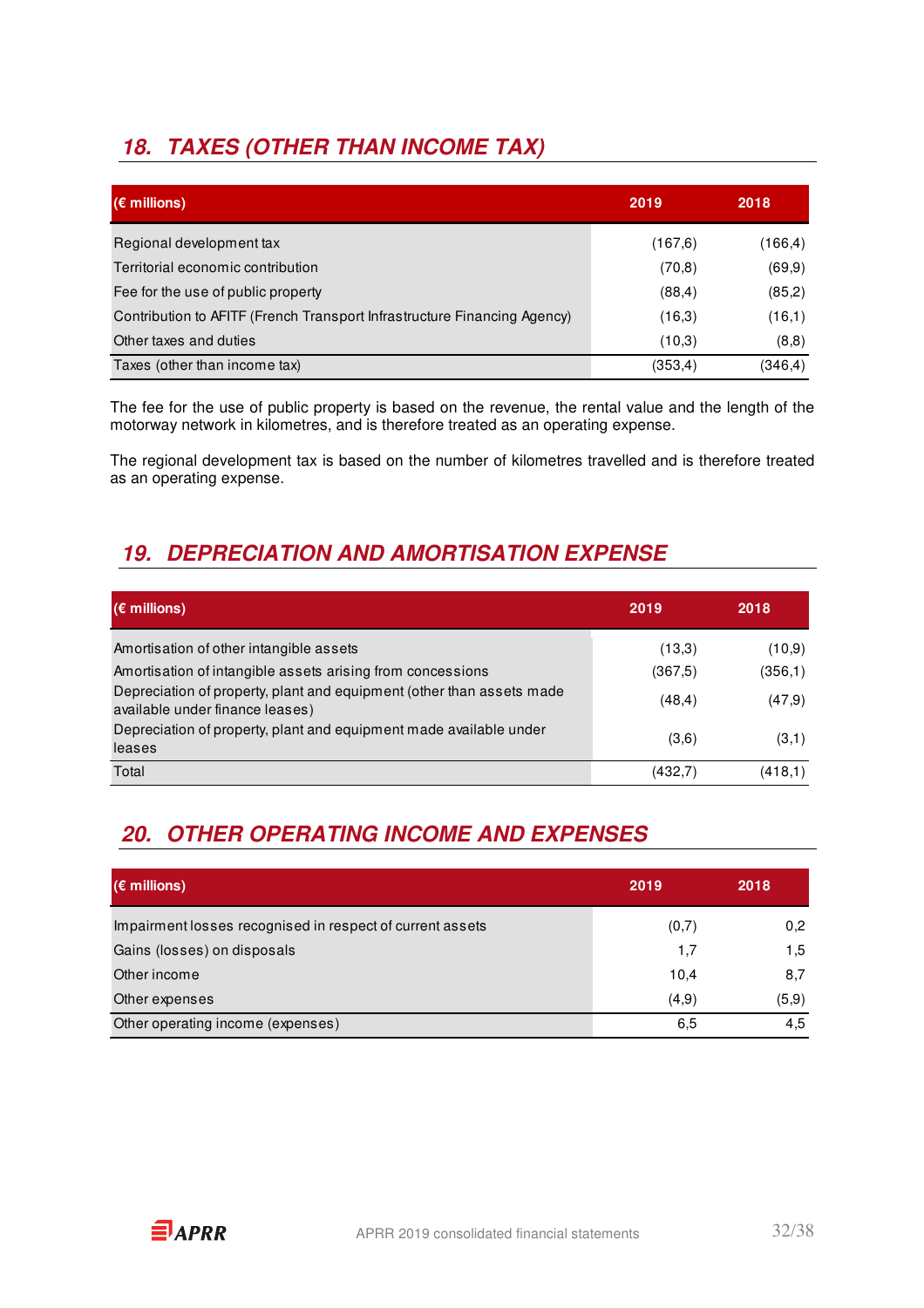## 18. TAXES (OTHER THAN INCOME TAX)

| (€ millions) | 2019 | 2018 |
|---|---|---|
| Regional development tax | (167,6) | (166,4) |
| Territorial economic contribution | (70,8) | (69,9) |
| Fee for the use of public property | (88,4) | (85,2) |
| Contribution to AFITF (French Transport Infrastructure Financing Agency) | (16,3) | (16,1) |
| Other taxes and duties | (10,3) | (8,8) |
| Taxes (other than income tax) | (353,4) | (346,4) |

The fee for the use of public property is based on the revenue, the rental value and the length of the motorway network in kilometres, and is therefore treated as an operating expense.

The regional development tax is based on the number of kilometres travelled and is therefore treated as an operating expense.

## 19. DEPRECIATION AND AMORTISATION EXPENSE

| (€ millions) | 2019 | 2018 |
|---|---|---|
| Amortisation of other intangible assets | (13,3) | (10,9) |
| Amortisation of intangible assets arising from concessions | (367,5) | (356,1) |
| Depreciation of property, plant and equipment (other than assets made available under finance leases) | (48,4) | (47,9) |
| Depreciation of property, plant and equipment made available under leases | (3,6) | (3,1) |
| Total | (432,7) | (418,1) |

## 20. OTHER OPERATING INCOME AND EXPENSES

| (€ millions) | 2019 | 2018 |
|---|---|---|
| Impairment losses recognised in respect of current assets | (0,7) | 0,2 |
| Gains (losses) on disposals | 1,7 | 1,5 |
| Other income | 10,4 | 8,7 |
| Other expenses | (4,9) | (5,9) |
| Other operating income (expenses) | 6,5 | 4,5 |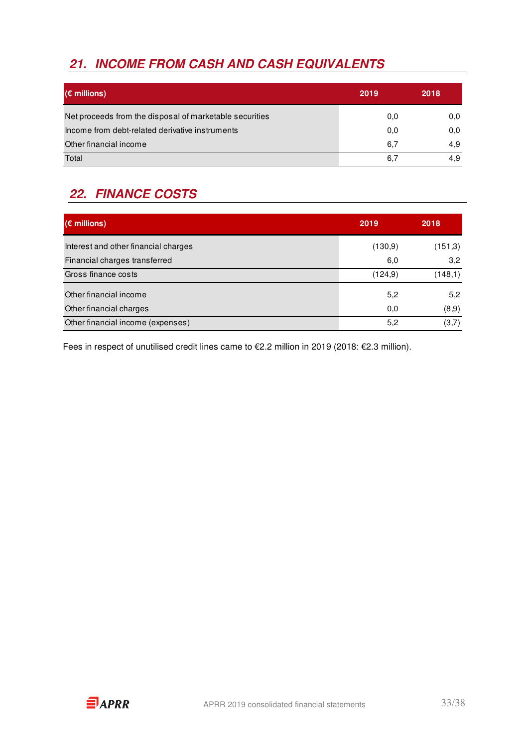## 21. INCOME FROM CASH AND CASH EQUIVALENTS

| (€ millions) | 2019 | 2018 |
| --- | --- | --- |
| Net proceeds from the disposal of marketable securities | 0,0 | 0,0 |
| Income from debt-related derivative instruments | 0,0 | 0,0 |
| Other financial income | 6,7 | 4,9 |
| Total | 6,7 | 4,9 |

## 22. FINANCE COSTS

| (€ millions) | 2019 | 2018 |
| --- | --- | --- |
| Interest and other financial charges | (130,9) | (151,3) |
| Financial charges transferred | 6,0 | 3,2 |
| Gross finance costs | (124,9) | (148,1) |
| Other financial income | 5,2 | 5,2 |
| Other financial charges | 0,0 | (8,9) |
| Other financial income (expenses) | 5,2 | (3,7) |

Fees in respect of unutilised credit lines came to €2.2 million in 2019 (2018: €2.3 million).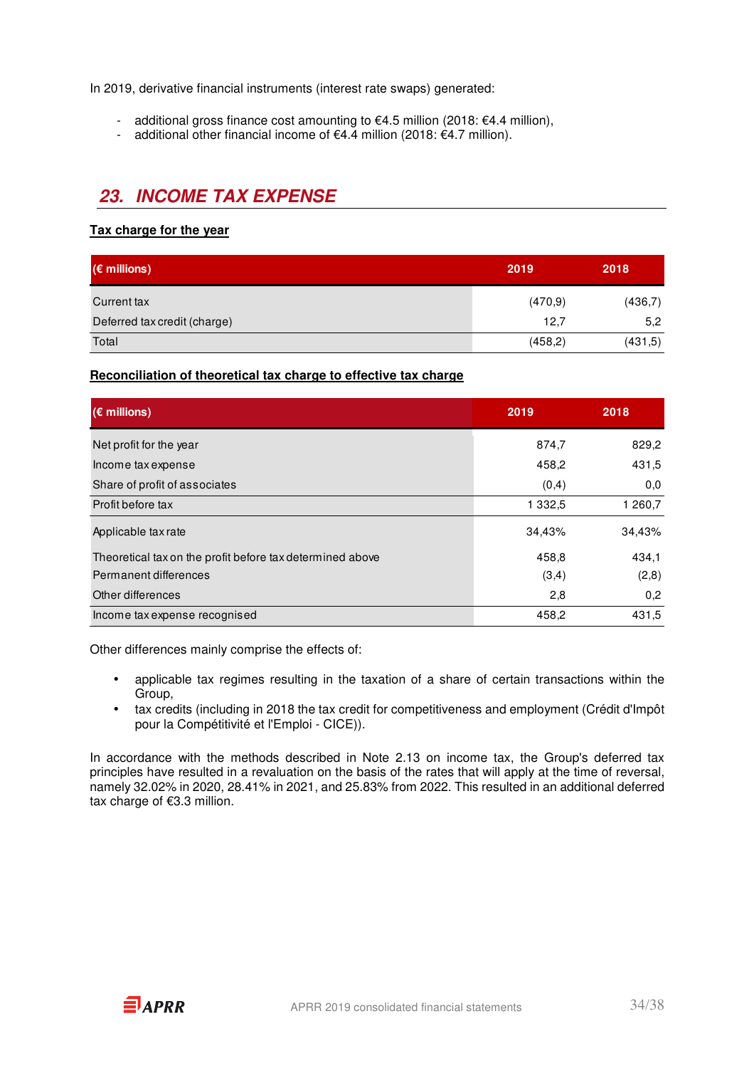In 2019, derivative financial instruments (interest rate swaps) generated:

- additional gross finance cost amounting to €4.5 million (2018: €4.4 million),
- additional other financial income of €4.4 million (2018: €4.7 million).

## 23. INCOME TAX EXPENSE

**Tax charge for the year**

| (€ millions) | 2019 | 2018 |
|---|---|---|
| Current tax | (470,9) | (436,7) |
| Deferred tax credit (charge) | 12,7 | 5,2 |
| Total | (458,2) | (431,5) |

**Reconciliation of theoretical tax charge to effective tax charge**

| (€ millions) | 2019 | 2018 |
|---|---|---|
| Net profit for the year | 874,7 | 829,2 |
| Income tax expense | 458,2 | 431,5 |
| Share of profit of associates | (0,4) | 0,0 |
| Profit before tax | 1 332,5 | 1 260,7 |
| Applicable tax rate | 34,43% | 34,43% |
| Theoretical tax on the profit before tax determined above | 458,8 | 434,1 |
| Permanent differences | (3,4) | (2,8) |
| Other differences | 2,8 | 0,2 |
| Income tax expense recognised | 458,2 | 431,5 |

Other differences mainly comprise the effects of:

- applicable tax regimes resulting in the taxation of a share of certain transactions within the Group,
- tax credits (including in 2018 the tax credit for competitiveness and employment (Crédit d'Impôt pour la Compétitivité et l'Emploi - CICE)).

In accordance with the methods described in Note 2.13 on income tax, the Group's deferred tax principles have resulted in a revaluation on the basis of the rates that will apply at the time of reversal, namely 32.02% in 2020, 28.41% in 2021, and 25.83% from 2022. This resulted in an additional deferred tax charge of €3.3 million.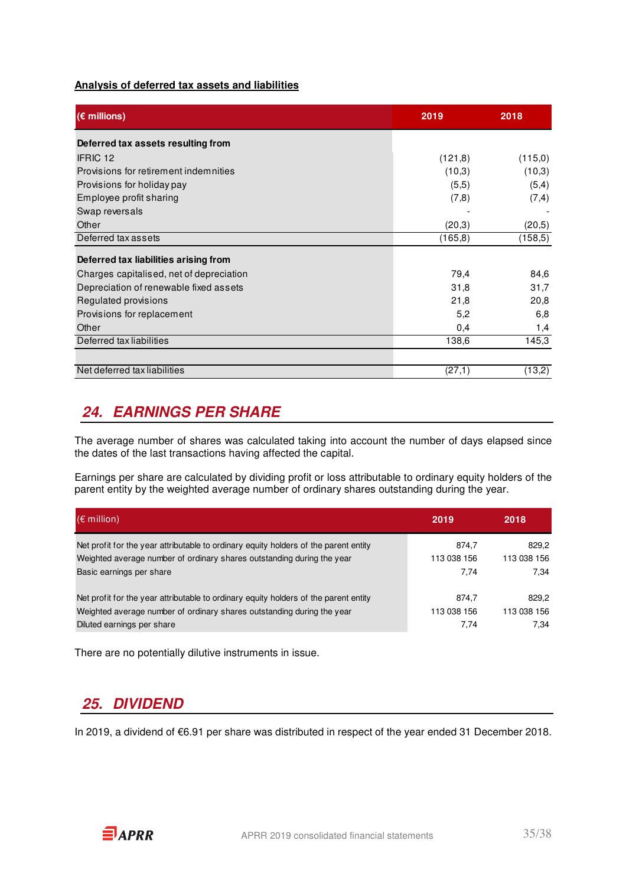**Analysis of deferred tax assets and liabilities**

| (€ millions) | 2019 | 2018 |
|---|---|---|
| **Deferred tax assets resulting from** | | |
| IFRIC 12 | (121,8) | (115,0) |
| Provisions for retirement indemnities | (10,3) | (10,3) |
| Provisions for holiday pay | (5,5) | (5,4) |
| Employee profit sharing | (7,8) | (7,4) |
| Swap reversals | - | - |
| Other | (20,3) | (20,5) |
| Deferred tax assets | (165,8) | (158,5) |
| **Deferred tax liabilities arising from** | | |
| Charges capitalised, net of depreciation | 79,4 | 84,6 |
| Depreciation of renewable fixed assets | 31,8 | 31,7 |
| Regulated provisions | 21,8 | 20,8 |
| Provisions for replacement | 5,2 | 6,8 |
| Other | 0,4 | 1,4 |
| Deferred tax liabilities | 138,6 | 145,3 |
| | | |
| Net deferred tax liabilities | (27,1) | (13,2) |

## 24. EARNINGS PER SHARE

The average number of shares was calculated taking into account the number of days elapsed since the dates of the last transactions having affected the capital.

Earnings per share are calculated by dividing profit or loss attributable to ordinary equity holders of the parent entity by the weighted average number of ordinary shares outstanding during the year.

| (€ million) | 2019 | 2018 |
|---|---|---|
| Net profit for the year attributable to ordinary equity holders of the parent entity | 874,7 | 829,2 |
| Weighted average number of ordinary shares outstanding during the year | 113 038 156 | 113 038 156 |
| Basic earnings per share | 7,74 | 7,34 |
| | | |
| Net profit for the year attributable to ordinary equity holders of the parent entity | 874,7 | 829,2 |
| Weighted average number of ordinary shares outstanding during the year | 113 038 156 | 113 038 156 |
| Diluted earnings per share | 7,74 | 7,34 |

There are no potentially dilutive instruments in issue.

## 25. DIVIDEND

In 2019, a dividend of €6.91 per share was distributed in respect of the year ended 31 December 2018.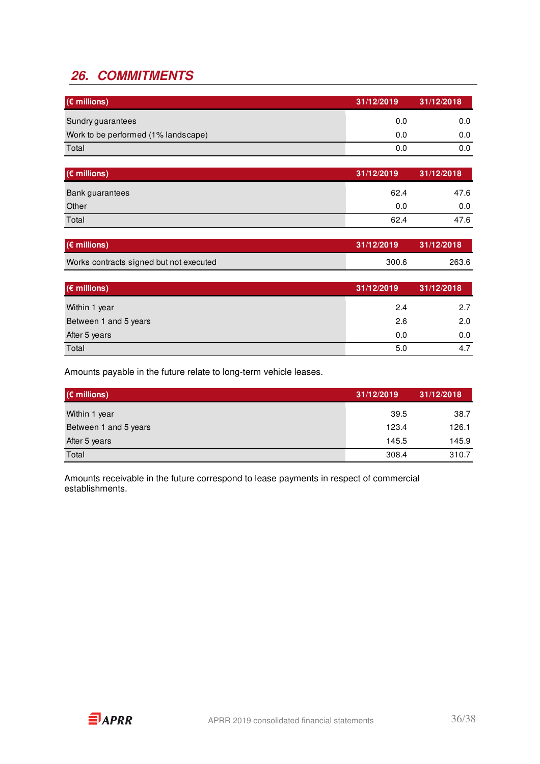## 26. COMMITMENTS

| (€ millions) | 31/12/2019 | 31/12/2018 |
|---|---|---|
| Sundry guarantees | 0.0 | 0.0 |
| Work to be performed (1% landscape) | 0.0 | 0.0 |
| Total | 0.0 | 0.0 |

| (€ millions) | 31/12/2019 | 31/12/2018 |
|---|---|---|
| Bank guarantees | 62.4 | 47.6 |
| Other | 0.0 | 0.0 |
| Total | 62.4 | 47.6 |

| (€ millions) | 31/12/2019 | 31/12/2018 |
|---|---|---|
| Works contracts signed but not executed | 300.6 | 263.6 |

| (€ millions) | 31/12/2019 | 31/12/2018 |
|---|---|---|
| Within 1 year | 2.4 | 2.7 |
| Between 1 and 5 years | 2.6 | 2.0 |
| After 5 years | 0.0 | 0.0 |
| Total | 5.0 | 4.7 |

Amounts payable in the future relate to long-term vehicle leases.

| (€ millions) | 31/12/2019 | 31/12/2018 |
|---|---|---|
| Within 1 year | 39.5 | 38.7 |
| Between 1 and 5 years | 123.4 | 126.1 |
| After 5 years | 145.5 | 145.9 |
| Total | 308.4 | 310.7 |

Amounts receivable in the future correspond to lease payments in respect of commercial establishments.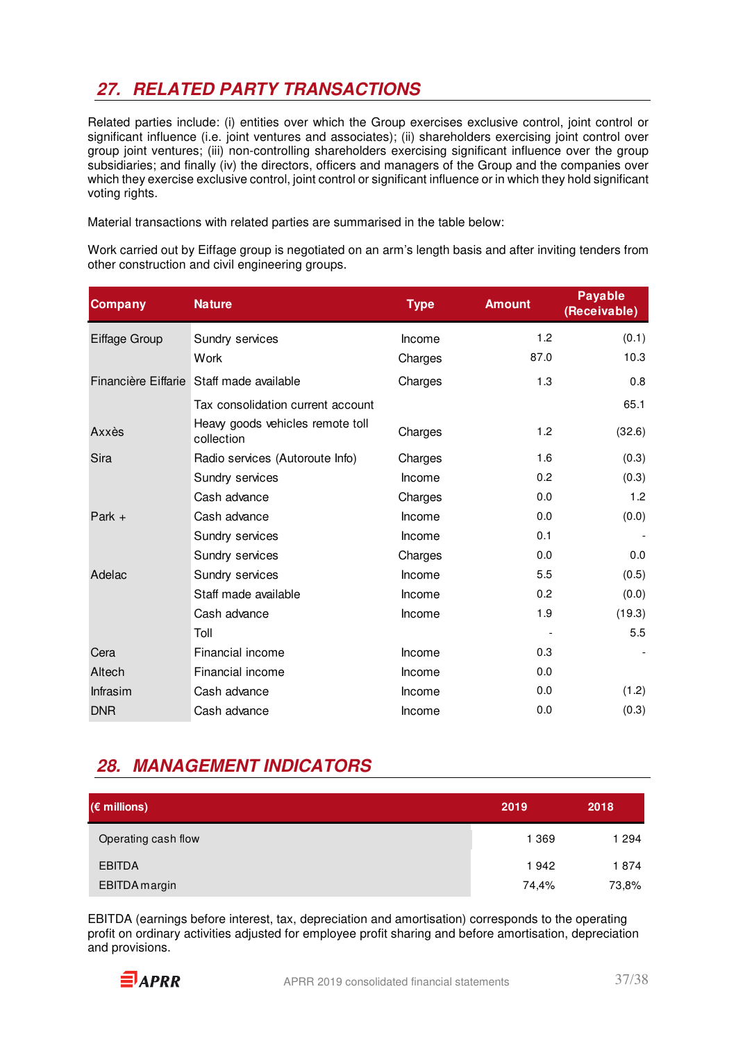## 27. RELATED PARTY TRANSACTIONS

Related parties include: (i) entities over which the Group exercises exclusive control, joint control or significant influence (i.e. joint ventures and associates); (ii) shareholders exercising joint control over group joint ventures; (iii) non-controlling shareholders exercising significant influence over the group subsidiaries; and finally (iv) the directors, officers and managers of the Group and the companies over which they exercise exclusive control, joint control or significant influence or in which they hold significant voting rights.

Material transactions with related parties are summarised in the table below:

Work carried out by Eiffage group is negotiated on an arm's length basis and after inviting tenders from other construction and civil engineering groups.

| Company | Nature | Type | Amount | Payable (Receivable) |
|---|---|---|---|---|
| Eiffage Group | Sundry services | Income | 1.2 | (0.1) |
| | Work | Charges | 87.0 | 10.3 |
| Financière Eiffarie | Staff made available | Charges | 1.3 | 0.8 |
| | Tax consolidation current account | | | 65.1 |
| Axxès | Heavy goods vehicles remote toll collection | Charges | 1.2 | (32.6) |
| Sira | Radio services (Autoroute Info) | Charges | 1.6 | (0.3) |
| | Sundry services | Income | 0.2 | (0.3) |
| | Cash advance | Charges | 0.0 | 1.2 |
| Park + | Cash advance | Income | 0.0 | (0.0) |
| | Sundry services | Income | 0.1 | - |
| | Sundry services | Charges | 0.0 | 0.0 |
| Adelac | Sundry services | Income | 5.5 | (0.5) |
| | Staff made available | Income | 0.2 | (0.0) |
| | Cash advance | Income | 1.9 | (19.3) |
| | Toll | | - | 5.5 |
| Cera | Financial income | Income | 0.3 | - |
| Altech | Financial income | Income | 0.0 | |
| Infrasim | Cash advance | Income | 0.0 | (1.2) |
| DNR | Cash advance | Income | 0.0 | (0.3) |

## 28. MANAGEMENT INDICATORS

| (€ millions) | 2019 | 2018 |
|---|---|---|
| Operating cash flow | 1 369 | 1 294 |
| EBITDA | 1 942 | 1 874 |
| EBITDA margin | 74,4% | 73,8% |

EBITDA (earnings before interest, tax, depreciation and amortisation) corresponds to the operating profit on ordinary activities adjusted for employee profit sharing and before amortisation, depreciation and provisions.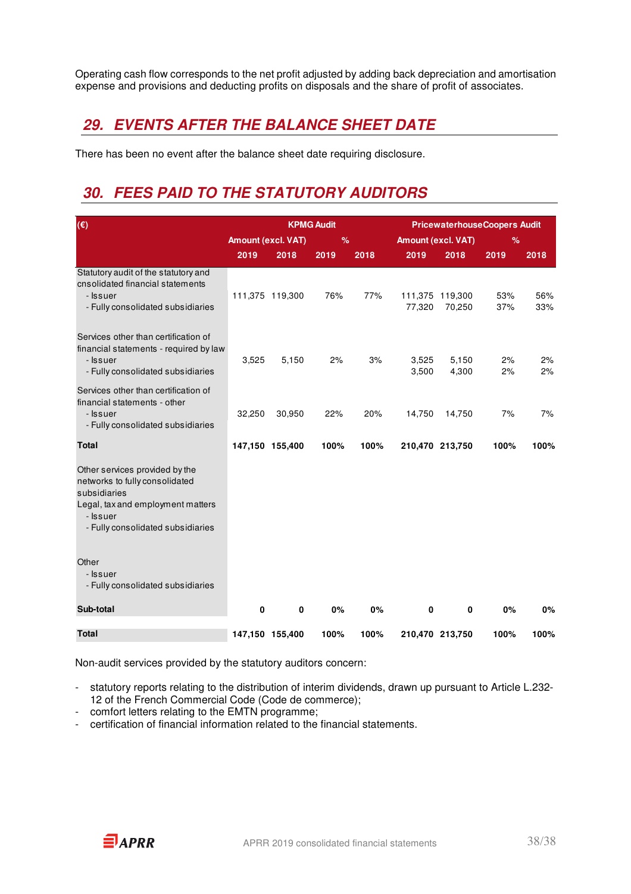Operating cash flow corresponds to the net profit adjusted by adding back depreciation and amortisation expense and provisions and deducting profits on disposals and the share of profit of associates.

## 29. EVENTS AFTER THE BALANCE SHEET DATE

There has been no event after the balance sheet date requiring disclosure.

## 30. FEES PAID TO THE STATUTORY AUDITORS

| (€) | KPMG Audit | | | | PricewaterhouseCoopers Audit | | | |
|---|---|---|---|---|---|---|---|---|
| | Amount (excl. VAT) | | % | | Amount (excl. VAT) | | % | |
| | 2019 | 2018 | 2019 | 2018 | 2019 | 2018 | 2019 | 2018 |
| Statutory audit of the statutory and cnsolidated financial statements | | | | | | | | |
| - Issuer | 111,375 | 119,300 | 76% | 77% | 111,375 | 119,300 | 53% | 56% |
| - Fully consolidated subsidiaries | | | | | 77,320 | 70,250 | 37% | 33% |
| Services other than certification of financial statements - required by law | | | | | | | | |
| - Issuer | 3,525 | 5,150 | 2% | 3% | 3,525 | 5,150 | 2% | 2% |
| - Fully consolidated subsidiaries | | | | | 3,500 | 4,300 | 2% | 2% |
| Services other than certification of financial statements - other | | | | | | | | |
| - Issuer | 32,250 | 30,950 | 22% | 20% | 14,750 | 14,750 | 7% | 7% |
| - Fully consolidated subsidiaries | | | | | | | | |
| **Total** | **147,150** | **155,400** | **100%** | **100%** | **210,470** | **213,750** | **100%** | **100%** |
| Other services provided by the networks to fully consolidated subsidiaries | | | | | | | | |
| Legal, tax and employment matters | | | | | | | | |
| - Issuer | | | | | | | | |
| - Fully consolidated subsidiaries | | | | | | | | |
| Other | | | | | | | | |
| - Issuer | | | | | | | | |
| - Fully consolidated subsidiaries | | | | | | | | |
| **Sub-total** | **0** | **0** | **0%** | **0%** | **0** | **0** | **0%** | **0%** |
| **Total** | **147,150** | **155,400** | **100%** | **100%** | **210,470** | **213,750** | **100%** | **100%** |

Non-audit services provided by the statutory auditors concern:

- statutory reports relating to the distribution of interim dividends, drawn up pursuant to Article L.232-12 of the French Commercial Code (Code de commerce);
- comfort letters relating to the EMTN programme;
- certification of financial information related to the financial statements.